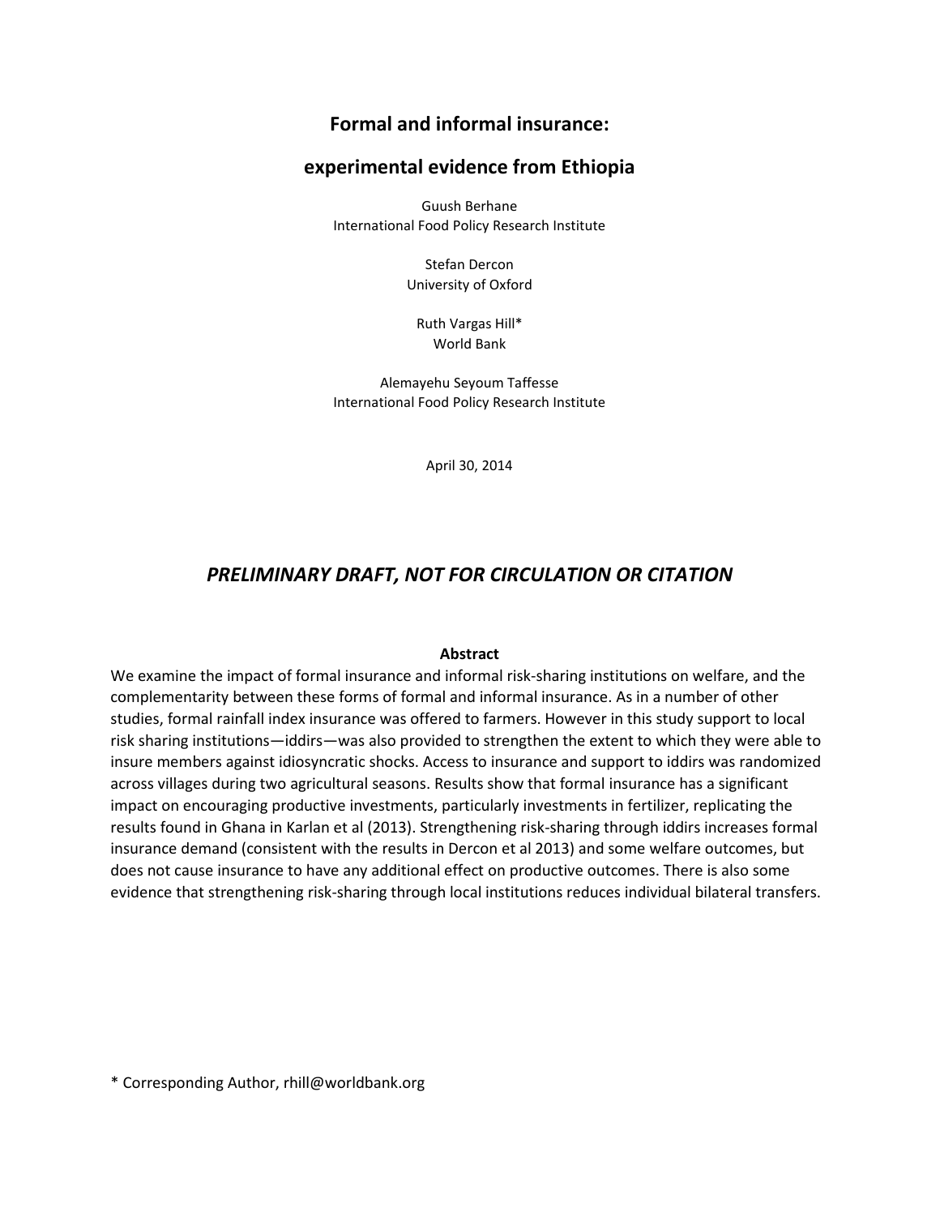# Formal and informal insurance:

# experimental evidence from Ethiopia

Guush Berhane
International Food Policy Research Institute

Stefan Dercon
University of Oxford

Ruth Vargas Hill*
World Bank

Alemayehu Seyoum Taffesse
International Food Policy Research Institute

April 30, 2014

## *PRELIMINARY DRAFT, NOT FOR CIRCULATION OR CITATION*

**Abstract**

We examine the impact of formal insurance and informal risk-sharing institutions on welfare, and the complementarity between these forms of formal and informal insurance. As in a number of other studies, formal rainfall index insurance was offered to farmers. However in this study support to local risk sharing institutions—iddirs—was also provided to strengthen the extent to which they were able to insure members against idiosyncratic shocks. Access to insurance and support to iddirs was randomized across villages during two agricultural seasons. Results show that formal insurance has a significant impact on encouraging productive investments, particularly investments in fertilizer, replicating the results found in Ghana in Karlan et al (2013). Strengthening risk-sharing through iddirs increases formal insurance demand (consistent with the results in Dercon et al 2013) and some welfare outcomes, but does not cause insurance to have any additional effect on productive outcomes. There is also some evidence that strengthening risk-sharing through local institutions reduces individual bilateral transfers.

\* Corresponding Author, rhill@worldbank.org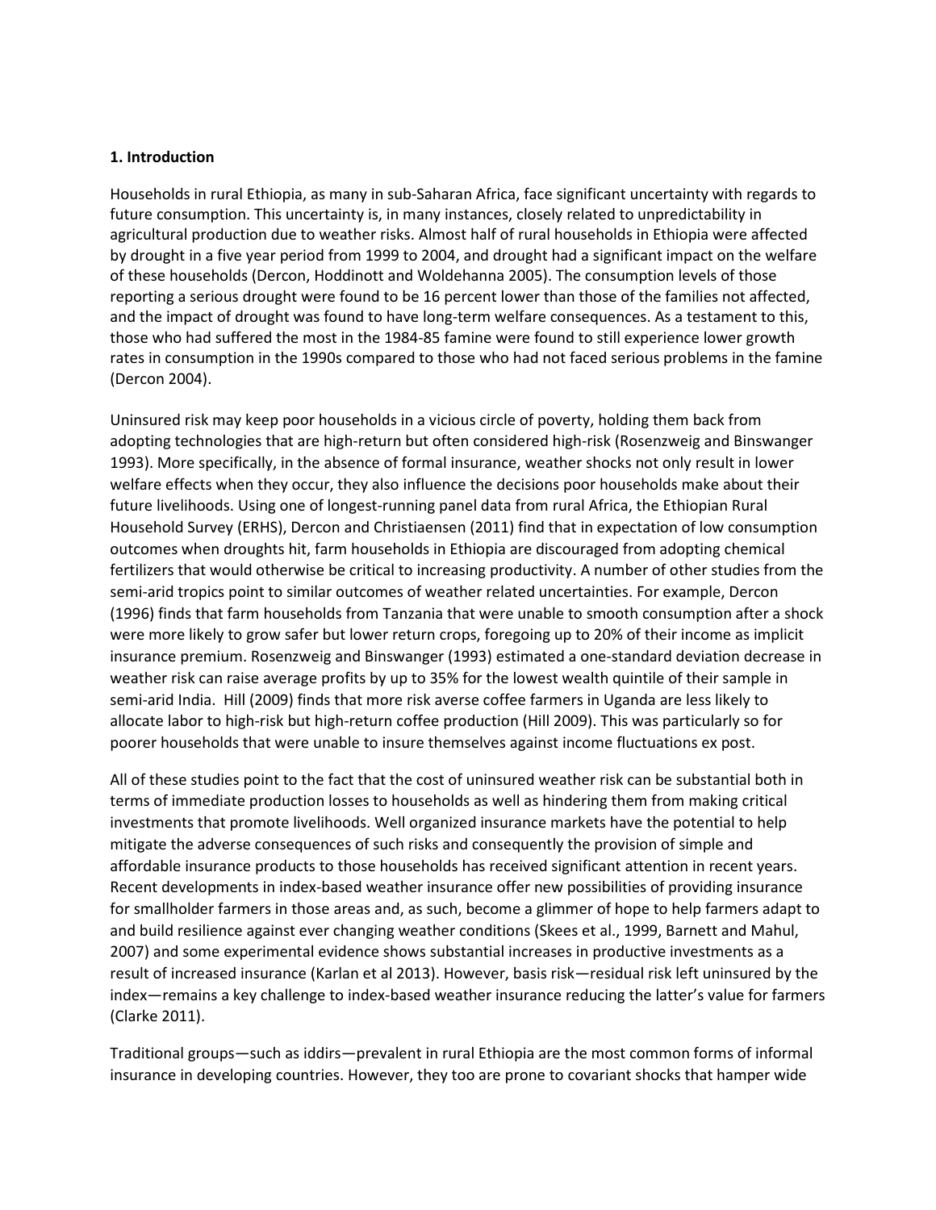## 1. Introduction

Households in rural Ethiopia, as many in sub-Saharan Africa, face significant uncertainty with regards to future consumption. This uncertainty is, in many instances, closely related to unpredictability in agricultural production due to weather risks. Almost half of rural households in Ethiopia were affected by drought in a five year period from 1999 to 2004, and drought had a significant impact on the welfare of these households (Dercon, Hoddinott and Woldehanna 2005). The consumption levels of those reporting a serious drought were found to be 16 percent lower than those of the families not affected, and the impact of drought was found to have long-term welfare consequences. As a testament to this, those who had suffered the most in the 1984-85 famine were found to still experience lower growth rates in consumption in the 1990s compared to those who had not faced serious problems in the famine (Dercon 2004).

Uninsured risk may keep poor households in a vicious circle of poverty, holding them back from adopting technologies that are high-return but often considered high-risk (Rosenzweig and Binswanger 1993). More specifically, in the absence of formal insurance, weather shocks not only result in lower welfare effects when they occur, they also influence the decisions poor households make about their future livelihoods. Using one of longest-running panel data from rural Africa, the Ethiopian Rural Household Survey (ERHS), Dercon and Christiaensen (2011) find that in expectation of low consumption outcomes when droughts hit, farm households in Ethiopia are discouraged from adopting chemical fertilizers that would otherwise be critical to increasing productivity. A number of other studies from the semi-arid tropics point to similar outcomes of weather related uncertainties. For example, Dercon (1996) finds that farm households from Tanzania that were unable to smooth consumption after a shock were more likely to grow safer but lower return crops, foregoing up to 20% of their income as implicit insurance premium. Rosenzweig and Binswanger (1993) estimated a one-standard deviation decrease in weather risk can raise average profits by up to 35% for the lowest wealth quintile of their sample in semi-arid India. Hill (2009) finds that more risk averse coffee farmers in Uganda are less likely to allocate labor to high-risk but high-return coffee production (Hill 2009). This was particularly so for poorer households that were unable to insure themselves against income fluctuations ex post.

All of these studies point to the fact that the cost of uninsured weather risk can be substantial both in terms of immediate production losses to households as well as hindering them from making critical investments that promote livelihoods. Well organized insurance markets have the potential to help mitigate the adverse consequences of such risks and consequently the provision of simple and affordable insurance products to those households has received significant attention in recent years. Recent developments in index-based weather insurance offer new possibilities of providing insurance for smallholder farmers in those areas and, as such, become a glimmer of hope to help farmers adapt to and build resilience against ever changing weather conditions (Skees et al., 1999, Barnett and Mahul, 2007) and some experimental evidence shows substantial increases in productive investments as a result of increased insurance (Karlan et al 2013). However, basis risk—residual risk left uninsured by the index—remains a key challenge to index-based weather insurance reducing the latter's value for farmers (Clarke 2011).

Traditional groups—such as iddirs—prevalent in rural Ethiopia are the most common forms of informal insurance in developing countries. However, they too are prone to covariant shocks that hamper wide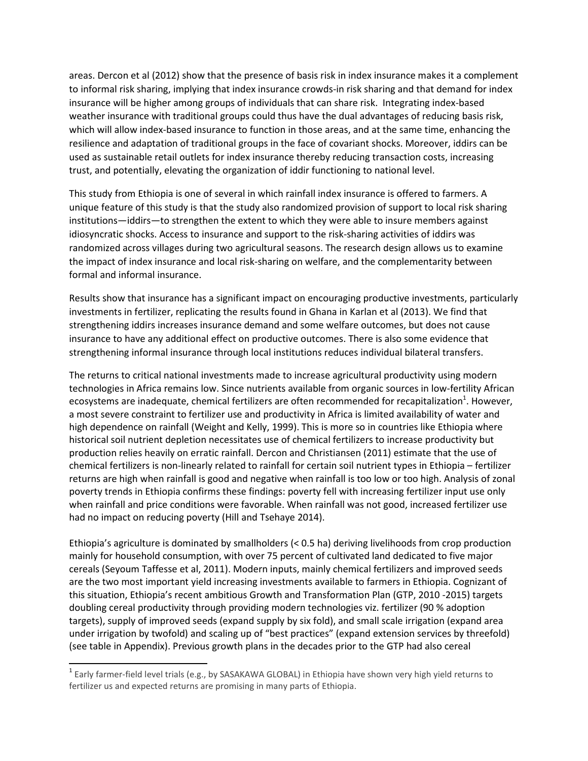areas. Dercon et al (2012) show that the presence of basis risk in index insurance makes it a complement to informal risk sharing, implying that index insurance crowds-in risk sharing and that demand for index insurance will be higher among groups of individuals that can share risk. Integrating index-based weather insurance with traditional groups could thus have the dual advantages of reducing basis risk, which will allow index-based insurance to function in those areas, and at the same time, enhancing the resilience and adaptation of traditional groups in the face of covariant shocks. Moreover, iddirs can be used as sustainable retail outlets for index insurance thereby reducing transaction costs, increasing trust, and potentially, elevating the organization of iddir functioning to national level.

This study from Ethiopia is one of several in which rainfall index insurance is offered to farmers. A unique feature of this study is that the study also randomized provision of support to local risk sharing institutions—iddirs—to strengthen the extent to which they were able to insure members against idiosyncratic shocks. Access to insurance and support to the risk-sharing activities of iddirs was randomized across villages during two agricultural seasons. The research design allows us to examine the impact of index insurance and local risk-sharing on welfare, and the complementarity between formal and informal insurance.

Results show that insurance has a significant impact on encouraging productive investments, particularly investments in fertilizer, replicating the results found in Ghana in Karlan et al (2013). We find that strengthening iddirs increases insurance demand and some welfare outcomes, but does not cause insurance to have any additional effect on productive outcomes. There is also some evidence that strengthening informal insurance through local institutions reduces individual bilateral transfers.

The returns to critical national investments made to increase agricultural productivity using modern technologies in Africa remains low. Since nutrients available from organic sources in low-fertility African ecosystems are inadequate, chemical fertilizers are often recommended for recapitalization[1]. However, a most severe constraint to fertilizer use and productivity in Africa is limited availability of water and high dependence on rainfall (Weight and Kelly, 1999). This is more so in countries like Ethiopia where historical soil nutrient depletion necessitates use of chemical fertilizers to increase productivity but production relies heavily on erratic rainfall. Dercon and Christiansen (2011) estimate that the use of chemical fertilizers is non-linearly related to rainfall for certain soil nutrient types in Ethiopia – fertilizer returns are high when rainfall is good and negative when rainfall is too low or too high. Analysis of zonal poverty trends in Ethiopia confirms these findings: poverty fell with increasing fertilizer input use only when rainfall and price conditions were favorable. When rainfall was not good, increased fertilizer use had no impact on reducing poverty (Hill and Tsehaye 2014).

Ethiopia's agriculture is dominated by smallholders (< 0.5 ha) deriving livelihoods from crop production mainly for household consumption, with over 75 percent of cultivated land dedicated to five major cereals (Seyoum Taffesse et al, 2011). Modern inputs, mainly chemical fertilizers and improved seeds are the two most important yield increasing investments available to farmers in Ethiopia. Cognizant of this situation, Ethiopia's recent ambitious Growth and Transformation Plan (GTP, 2010 -2015) targets doubling cereal productivity through providing modern technologies viz. fertilizer (90 % adoption targets), supply of improved seeds (expand supply by six fold), and small scale irrigation (expand area under irrigation by twofold) and scaling up of "best practices" (expand extension services by threefold) (see table in Appendix). Previous growth plans in the decades prior to the GTP had also cereal

[1] Early farmer-field level trials (e.g., by SASAKAWA GLOBAL) in Ethiopia have shown very high yield returns to fertilizer us and expected returns are promising in many parts of Ethiopia.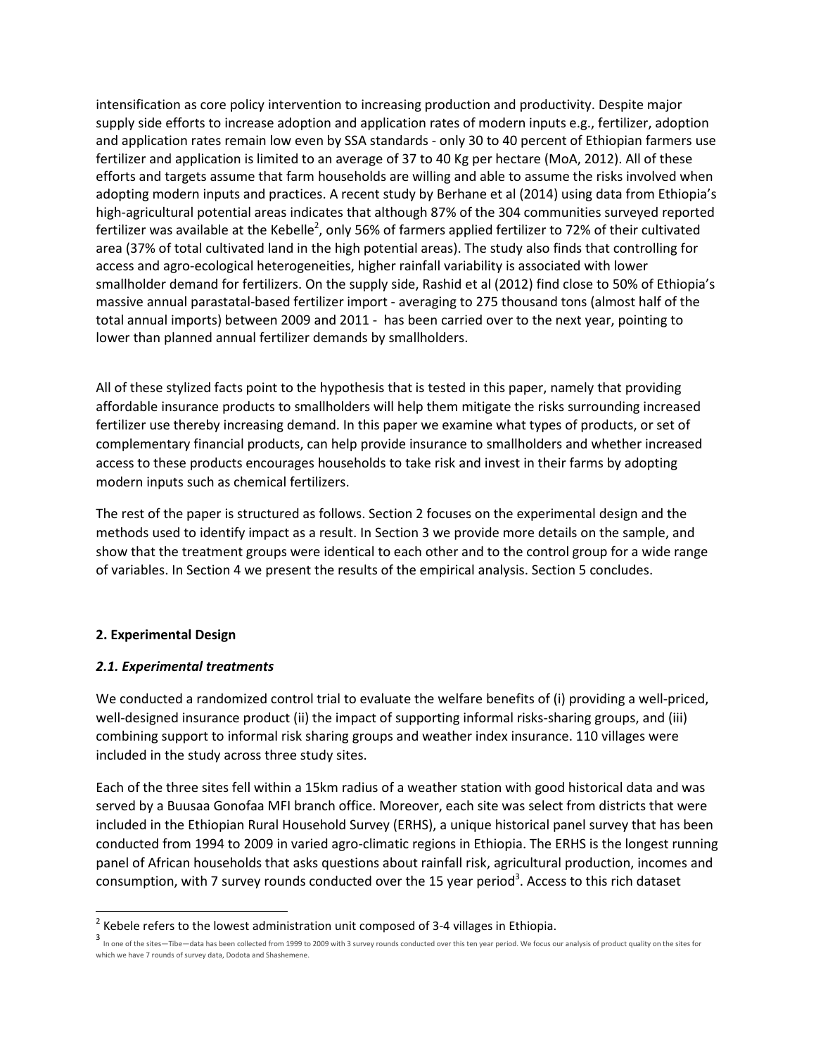intensification as core policy intervention to increasing production and productivity. Despite major supply side efforts to increase adoption and application rates of modern inputs e.g., fertilizer, adoption and application rates remain low even by SSA standards - only 30 to 40 percent of Ethiopian farmers use fertilizer and application is limited to an average of 37 to 40 Kg per hectare (MoA, 2012). All of these efforts and targets assume that farm households are willing and able to assume the risks involved when adopting modern inputs and practices. A recent study by Berhane et al (2014) using data from Ethiopia's high-agricultural potential areas indicates that although 87% of the 304 communities surveyed reported fertilizer was available at the Kebelle[2], only 56% of farmers applied fertilizer to 72% of their cultivated area (37% of total cultivated land in the high potential areas). The study also finds that controlling for access and agro-ecological heterogeneities, higher rainfall variability is associated with lower smallholder demand for fertilizers. On the supply side, Rashid et al (2012) find close to 50% of Ethiopia's massive annual parastatal-based fertilizer import - averaging to 275 thousand tons (almost half of the total annual imports) between 2009 and 2011 - has been carried over to the next year, pointing to lower than planned annual fertilizer demands by smallholders.

All of these stylized facts point to the hypothesis that is tested in this paper, namely that providing affordable insurance products to smallholders will help them mitigate the risks surrounding increased fertilizer use thereby increasing demand. In this paper we examine what types of products, or set of complementary financial products, can help provide insurance to smallholders and whether increased access to these products encourages households to take risk and invest in their farms by adopting modern inputs such as chemical fertilizers.

The rest of the paper is structured as follows. Section 2 focuses on the experimental design and the methods used to identify impact as a result. In Section 3 we provide more details on the sample, and show that the treatment groups were identical to each other and to the control group for a wide range of variables. In Section 4 we present the results of the empirical analysis. Section 5 concludes.

## 2. Experimental Design

### *2.1. Experimental treatments*

We conducted a randomized control trial to evaluate the welfare benefits of (i) providing a well-priced, well-designed insurance product (ii) the impact of supporting informal risks-sharing groups, and (iii) combining support to informal risk sharing groups and weather index insurance. 110 villages were included in the study across three study sites.

Each of the three sites fell within a 15km radius of a weather station with good historical data and was served by a Buusaa Gonofaa MFI branch office. Moreover, each site was select from districts that were included in the Ethiopian Rural Household Survey (ERHS), a unique historical panel survey that has been conducted from 1994 to 2009 in varied agro-climatic regions in Ethiopia. The ERHS is the longest running panel of African households that asks questions about rainfall risk, agricultural production, incomes and consumption, with 7 survey rounds conducted over the 15 year period[3]. Access to this rich dataset

[2] Kebele refers to the lowest administration unit composed of 3-4 villages in Ethiopia.

[3] In one of the sites—Tibe—data has been collected from 1999 to 2009 with 3 survey rounds conducted over this ten year period. We focus our analysis of product quality on the sites for which we have 7 rounds of survey data, Dodota and Shashemene.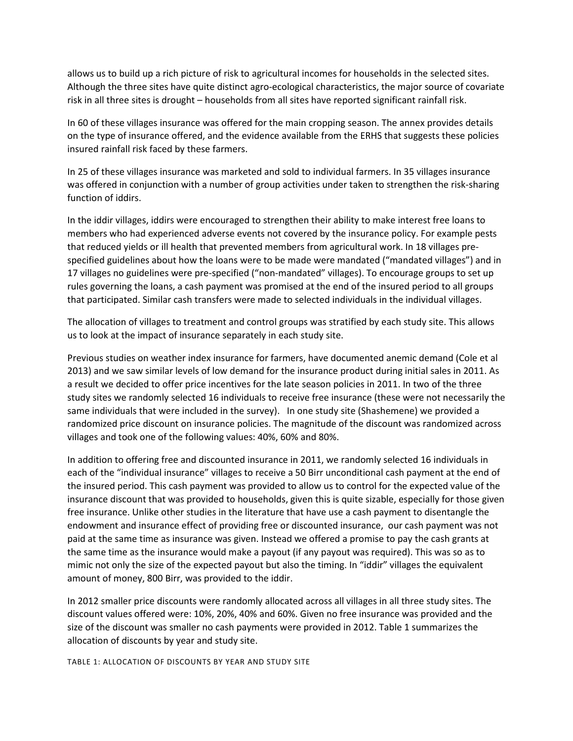allows us to build up a rich picture of risk to agricultural incomes for households in the selected sites. Although the three sites have quite distinct agro-ecological characteristics, the major source of covariate risk in all three sites is drought – households from all sites have reported significant rainfall risk.

In 60 of these villages insurance was offered for the main cropping season. The annex provides details on the type of insurance offered, and the evidence available from the ERHS that suggests these policies insured rainfall risk faced by these farmers.

In 25 of these villages insurance was marketed and sold to individual farmers. In 35 villages insurance was offered in conjunction with a number of group activities under taken to strengthen the risk-sharing function of iddirs.

In the iddir villages, iddirs were encouraged to strengthen their ability to make interest free loans to members who had experienced adverse events not covered by the insurance policy. For example pests that reduced yields or ill health that prevented members from agricultural work. In 18 villages pre-specified guidelines about how the loans were to be made were mandated ("mandated villages") and in 17 villages no guidelines were pre-specified ("non-mandated" villages). To encourage groups to set up rules governing the loans, a cash payment was promised at the end of the insured period to all groups that participated. Similar cash transfers were made to selected individuals in the individual villages.

The allocation of villages to treatment and control groups was stratified by each study site. This allows us to look at the impact of insurance separately in each study site.

Previous studies on weather index insurance for farmers, have documented anemic demand (Cole et al 2013) and we saw similar levels of low demand for the insurance product during initial sales in 2011. As a result we decided to offer price incentives for the late season policies in 2011. In two of the three study sites we randomly selected 16 individuals to receive free insurance (these were not necessarily the same individuals that were included in the survey). In one study site (Shashemene) we provided a randomized price discount on insurance policies. The magnitude of the discount was randomized across villages and took one of the following values: 40%, 60% and 80%.

In addition to offering free and discounted insurance in 2011, we randomly selected 16 individuals in each of the "individual insurance" villages to receive a 50 Birr unconditional cash payment at the end of the insured period. This cash payment was provided to allow us to control for the expected value of the insurance discount that was provided to households, given this is quite sizable, especially for those given free insurance. Unlike other studies in the literature that have use a cash payment to disentangle the endowment and insurance effect of providing free or discounted insurance, our cash payment was not paid at the same time as insurance was given. Instead we offered a promise to pay the cash grants at the same time as the insurance would make a payout (if any payout was required). This was so as to mimic not only the size of the expected payout but also the timing. In "iddir" villages the equivalent amount of money, 800 Birr, was provided to the iddir.

In 2012 smaller price discounts were randomly allocated across all villages in all three study sites. The discount values offered were: 10%, 20%, 40% and 60%. Given no free insurance was provided and the size of the discount was smaller no cash payments were provided in 2012. Table 1 summarizes the allocation of discounts by year and study site.

TABLE 1: ALLOCATION OF DISCOUNTS BY YEAR AND STUDY SITE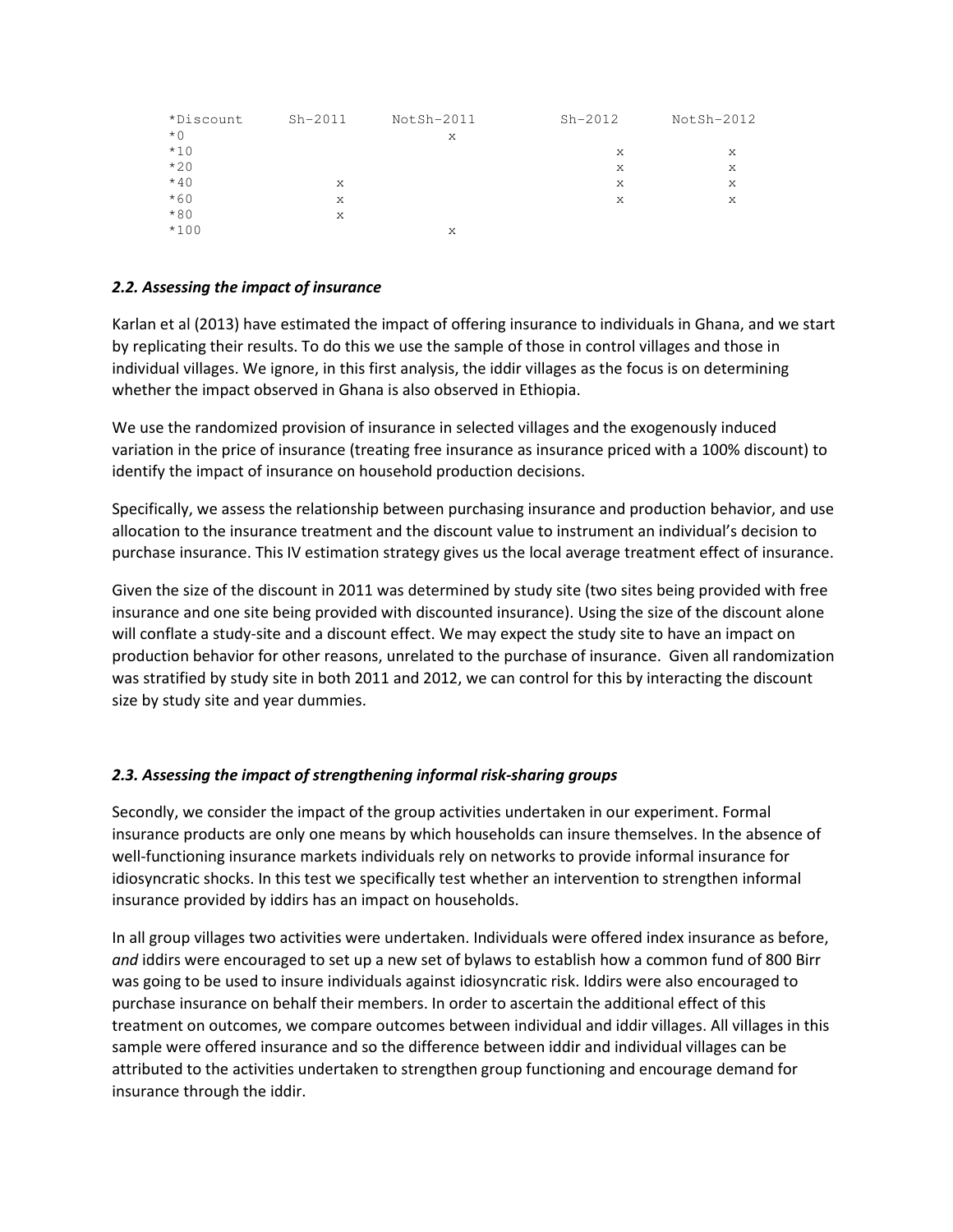```
*Discount     Sh-2011    NotSh-2011        Sh-2012     NotSh-2012
*0                           x
*10                                            x             x
*20                                            x             x
*40              x                             x             x
*60              x                             x             x
*80              x
*100                         x
```

### *2.2. Assessing the impact of insurance*

Karlan et al (2013) have estimated the impact of offering insurance to individuals in Ghana, and we start by replicating their results. To do this we use the sample of those in control villages and those in individual villages. We ignore, in this first analysis, the iddir villages as the focus is on determining whether the impact observed in Ghana is also observed in Ethiopia.

We use the randomized provision of insurance in selected villages and the exogenously induced variation in the price of insurance (treating free insurance as insurance priced with a 100% discount) to identify the impact of insurance on household production decisions.

Specifically, we assess the relationship between purchasing insurance and production behavior, and use allocation to the insurance treatment and the discount value to instrument an individual's decision to purchase insurance. This IV estimation strategy gives us the local average treatment effect of insurance.

Given the size of the discount in 2011 was determined by study site (two sites being provided with free insurance and one site being provided with discounted insurance). Using the size of the discount alone will conflate a study-site and a discount effect. We may expect the study site to have an impact on production behavior for other reasons, unrelated to the purchase of insurance. Given all randomization was stratified by study site in both 2011 and 2012, we can control for this by interacting the discount size by study site and year dummies.

### *2.3. Assessing the impact of strengthening informal risk-sharing groups*

Secondly, we consider the impact of the group activities undertaken in our experiment. Formal insurance products are only one means by which households can insure themselves. In the absence of well-functioning insurance markets individuals rely on networks to provide informal insurance for idiosyncratic shocks. In this test we specifically test whether an intervention to strengthen informal insurance provided by iddirs has an impact on households.

In all group villages two activities were undertaken. Individuals were offered index insurance as before, *and* iddirs were encouraged to set up a new set of bylaws to establish how a common fund of 800 Birr was going to be used to insure individuals against idiosyncratic risk. Iddirs were also encouraged to purchase insurance on behalf their members. In order to ascertain the additional effect of this treatment on outcomes, we compare outcomes between individual and iddir villages. All villages in this sample were offered insurance and so the difference between iddir and individual villages can be attributed to the activities undertaken to strengthen group functioning and encourage demand for insurance through the iddir.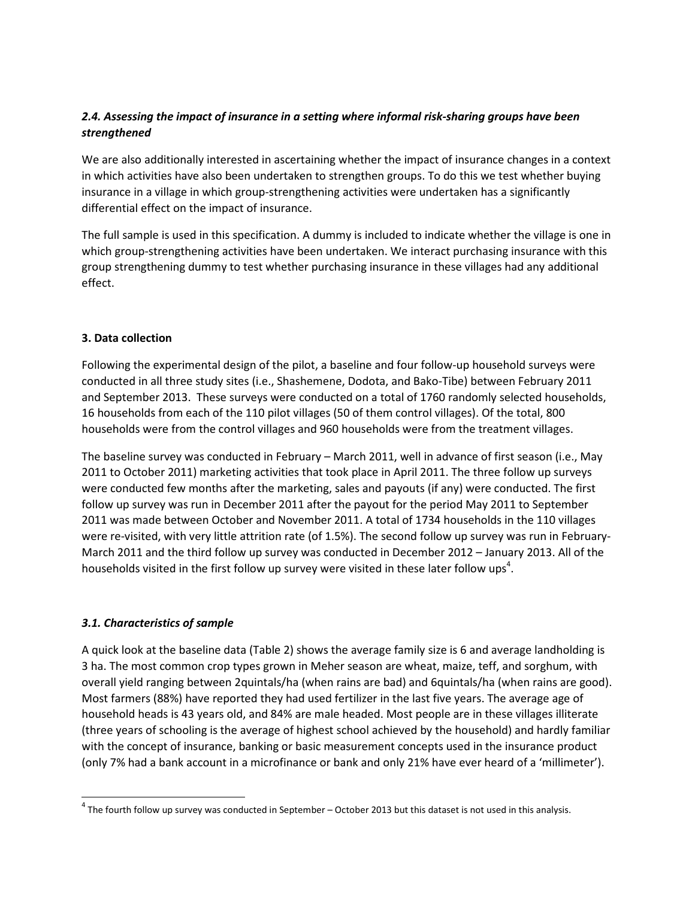### *2.4. Assessing the impact of insurance in a setting where informal risk-sharing groups have been strengthened*

We are also additionally interested in ascertaining whether the impact of insurance changes in a context in which activities have also been undertaken to strengthen groups. To do this we test whether buying insurance in a village in which group-strengthening activities were undertaken has a significantly differential effect on the impact of insurance.

The full sample is used in this specification. A dummy is included to indicate whether the village is one in which group-strengthening activities have been undertaken. We interact purchasing insurance with this group strengthening dummy to test whether purchasing insurance in these villages had any additional effect.

## 3. Data collection

Following the experimental design of the pilot, a baseline and four follow-up household surveys were conducted in all three study sites (i.e., Shashemene, Dodota, and Bako-Tibe) between February 2011 and September 2013. These surveys were conducted on a total of 1760 randomly selected households, 16 households from each of the 110 pilot villages (50 of them control villages). Of the total, 800 households were from the control villages and 960 households were from the treatment villages.

The baseline survey was conducted in February – March 2011, well in advance of first season (i.e., May 2011 to October 2011) marketing activities that took place in April 2011. The three follow up surveys were conducted few months after the marketing, sales and payouts (if any) were conducted. The first follow up survey was run in December 2011 after the payout for the period May 2011 to September 2011 was made between October and November 2011. A total of 1734 households in the 110 villages were re-visited, with very little attrition rate (of 1.5%). The second follow up survey was run in February-March 2011 and the third follow up survey was conducted in December 2012 – January 2013. All of the households visited in the first follow up survey were visited in these later follow ups[4].

### *3.1. Characteristics of sample*

A quick look at the baseline data (Table 2) shows the average family size is 6 and average landholding is 3 ha. The most common crop types grown in Meher season are wheat, maize, teff, and sorghum, with overall yield ranging between 2quintals/ha (when rains are bad) and 6quintals/ha (when rains are good). Most farmers (88%) have reported they had used fertilizer in the last five years. The average age of household heads is 43 years old, and 84% are male headed. Most people are in these villages illiterate (three years of schooling is the average of highest school achieved by the household) and hardly familiar with the concept of insurance, banking or basic measurement concepts used in the insurance product (only 7% had a bank account in a microfinance or bank and only 21% have ever heard of a 'millimeter').

[4] The fourth follow up survey was conducted in September – October 2013 but this dataset is not used in this analysis.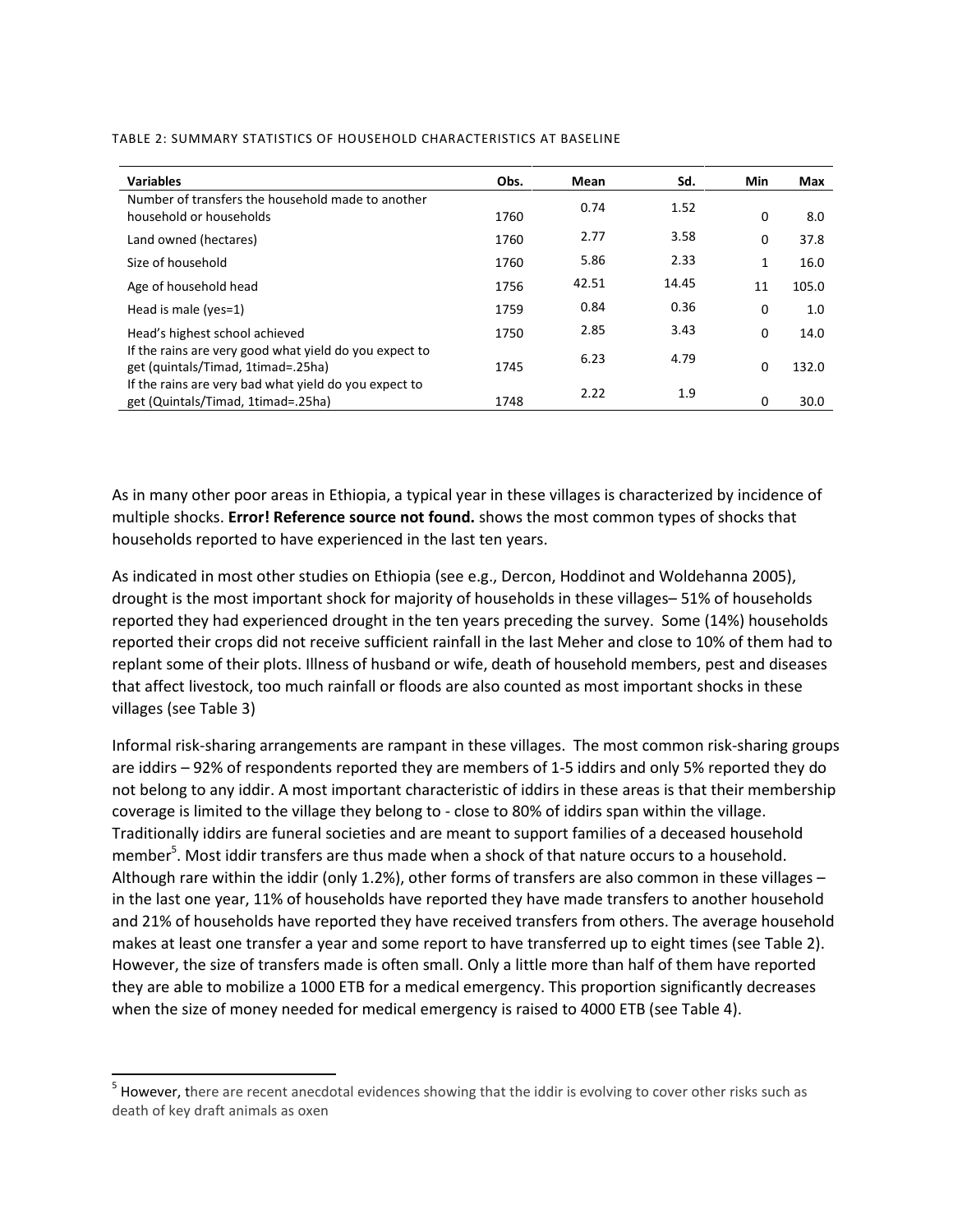TABLE 2: SUMMARY STATISTICS OF HOUSEHOLD CHARACTERISTICS AT BASELINE

| Variables | Obs. | Mean | Sd. | Min | Max |
|---|---|---|---|---|---|
| Number of transfers the household made to another household or households | 1760 | 0.74 | 1.52 | 0 | 8.0 |
| Land owned (hectares) | 1760 | 2.77 | 3.58 | 0 | 37.8 |
| Size of household | 1760 | 5.86 | 2.33 | 1 | 16.0 |
| Age of household head | 1756 | 42.51 | 14.45 | 11 | 105.0 |
| Head is male (yes=1) | 1759 | 0.84 | 0.36 | 0 | 1.0 |
| Head's highest school achieved | 1750 | 2.85 | 3.43 | 0 | 14.0 |
| If the rains are very good what yield do you expect to get (quintals/Timad, 1timad=.25ha) | 1745 | 6.23 | 4.79 | 0 | 132.0 |
| If the rains are very bad what yield do you expect to get (Quintals/Timad, 1timad=.25ha) | 1748 | 2.22 | 1.9 | 0 | 30.0 |

As in many other poor areas in Ethiopia, a typical year in these villages is characterized by incidence of multiple shocks. **Error! Reference source not found.** shows the most common types of shocks that households reported to have experienced in the last ten years.

As indicated in most other studies on Ethiopia (see e.g., Dercon, Hoddinot and Woldehanna 2005), drought is the most important shock for majority of households in these villages– 51% of households reported they had experienced drought in the ten years preceding the survey. Some (14%) households reported their crops did not receive sufficient rainfall in the last Meher and close to 10% of them had to replant some of their plots. Illness of husband or wife, death of household members, pest and diseases that affect livestock, too much rainfall or floods are also counted as most important shocks in these villages (see Table 3)

Informal risk-sharing arrangements are rampant in these villages. The most common risk-sharing groups are iddirs – 92% of respondents reported they are members of 1-5 iddirs and only 5% reported they do not belong to any iddir. A most important characteristic of iddirs in these areas is that their membership coverage is limited to the village they belong to - close to 80% of iddirs span within the village. Traditionally iddirs are funeral societies and are meant to support families of a deceased household member[5]. Most iddir transfers are thus made when a shock of that nature occurs to a household. Although rare within the iddir (only 1.2%), other forms of transfers are also common in these villages – in the last one year, 11% of households have reported they have made transfers to another household and 21% of households have reported they have received transfers from others. The average household makes at least one transfer a year and some report to have transferred up to eight times (see Table 2). However, the size of transfers made is often small. Only a little more than half of them have reported they are able to mobilize a 1000 ETB for a medical emergency. This proportion significantly decreases when the size of money needed for medical emergency is raised to 4000 ETB (see Table 4).

[5] However, there are recent anecdotal evidences showing that the iddir is evolving to cover other risks such as death of key draft animals as oxen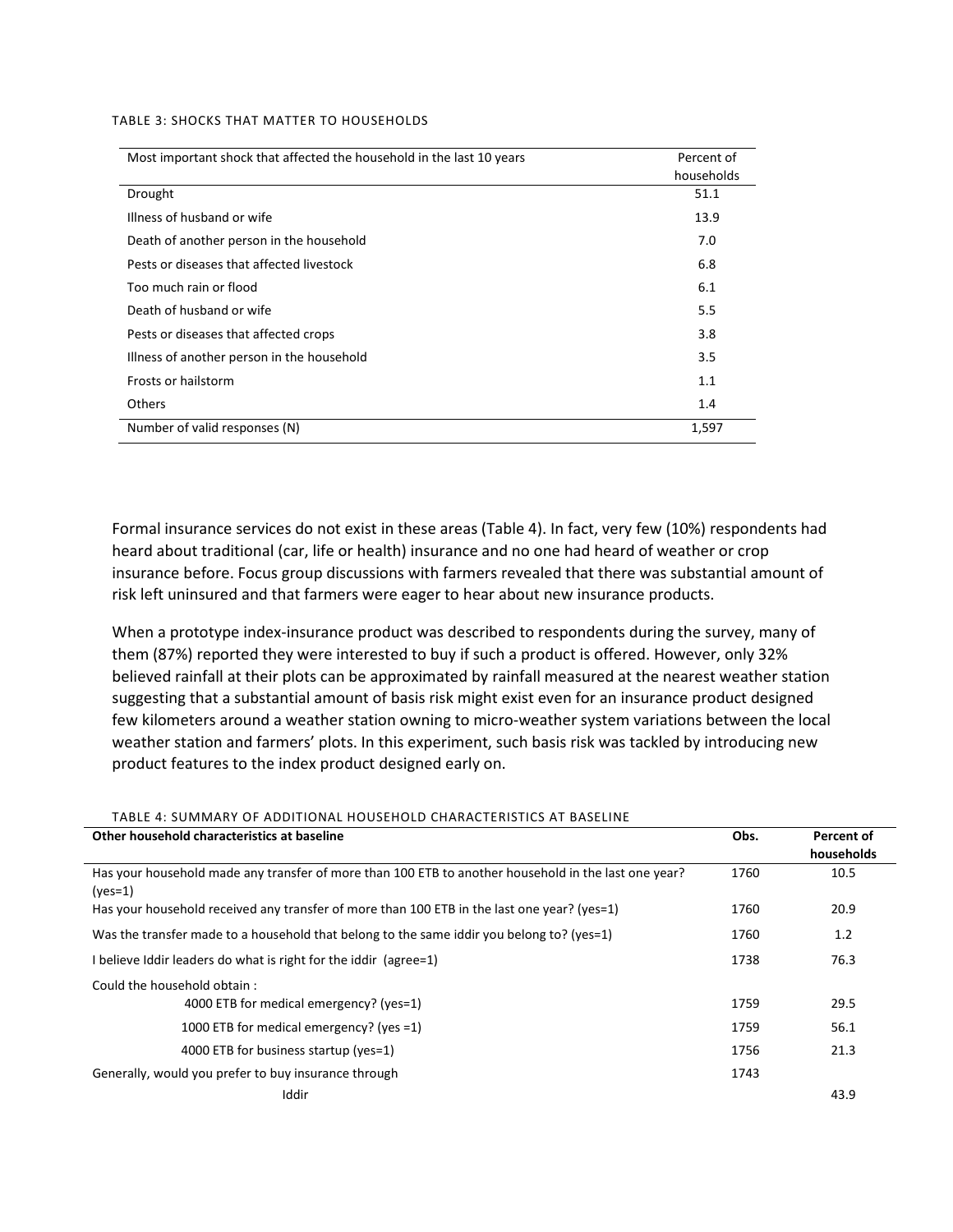TABLE 3: SHOCKS THAT MATTER TO HOUSEHOLDS

| Most important shock that affected the household in the last 10 years | Percent of households |
|---|---|
| Drought | 51.1 |
| Illness of husband or wife | 13.9 |
| Death of another person in the household | 7.0 |
| Pests or diseases that affected livestock | 6.8 |
| Too much rain or flood | 6.1 |
| Death of husband or wife | 5.5 |
| Pests or diseases that affected crops | 3.8 |
| Illness of another person in the household | 3.5 |
| Frosts or hailstorm | 1.1 |
| Others | 1.4 |
| Number of valid responses (N) | 1,597 |

Formal insurance services do not exist in these areas (Table 4). In fact, very few (10%) respondents had heard about traditional (car, life or health) insurance and no one had heard of weather or crop insurance before. Focus group discussions with farmers revealed that there was substantial amount of risk left uninsured and that farmers were eager to hear about new insurance products.

When a prototype index-insurance product was described to respondents during the survey, many of them (87%) reported they were interested to buy if such a product is offered. However, only 32% believed rainfall at their plots can be approximated by rainfall measured at the nearest weather station suggesting that a substantial amount of basis risk might exist even for an insurance product designed few kilometers around a weather station owning to micro-weather system variations between the local weather station and farmers' plots. In this experiment, such basis risk was tackled by introducing new product features to the index product designed early on.

TABLE 4: SUMMARY OF ADDITIONAL HOUSEHOLD CHARACTERISTICS AT BASELINE

| **Other household characteristics at baseline** | **Obs.** | **Percent of households** |
|---|---|---|
| Has your household made any transfer of more than 100 ETB to another household in the last one year? (yes=1) | 1760 | 10.5 |
| Has your household received any transfer of more than 100 ETB in the last one year? (yes=1) | 1760 | 20.9 |
| Was the transfer made to a household that belong to the same iddir you belong to? (yes=1) | 1760 | 1.2 |
| I believe Iddir leaders do what is right for the iddir (agree=1) | 1738 | 76.3 |
| Could the household obtain : | | |
| 4000 ETB for medical emergency? (yes=1) | 1759 | 29.5 |
| 1000 ETB for medical emergency? (yes =1) | 1759 | 56.1 |
| 4000 ETB for business startup (yes=1) | 1756 | 21.3 |
| Generally, would you prefer to buy insurance through | 1743 | |
| Iddir | | 43.9 |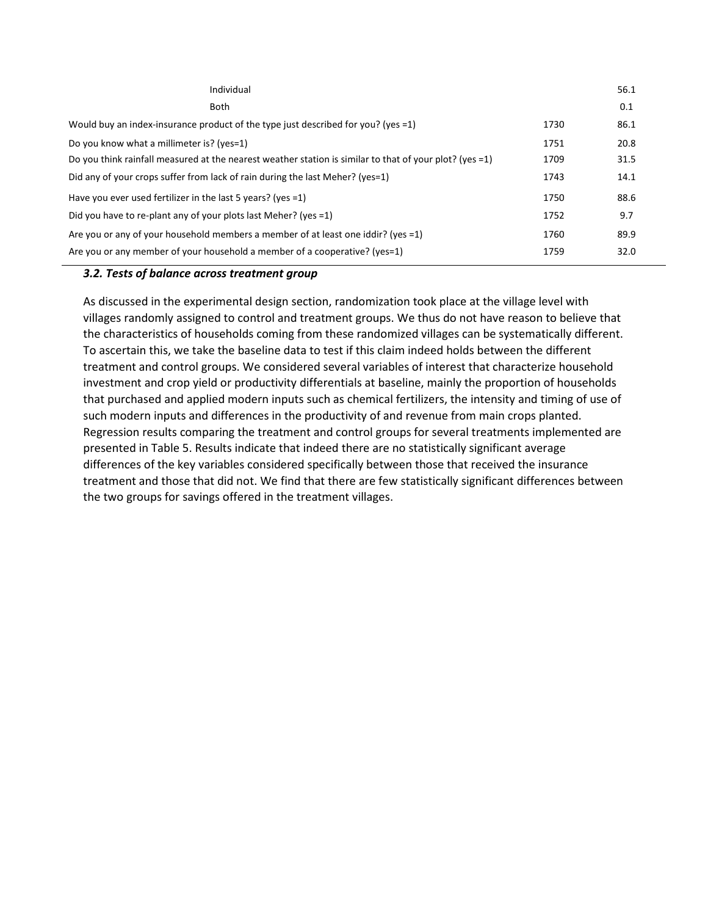| | | |
|---|---|---|
| Individual | | 56.1 |
| Both | | 0.1 |
| Would buy an index-insurance product of the type just described for you? (yes =1) | 1730 | 86.1 |
| Do you know what a millimeter is? (yes=1) | 1751 | 20.8 |
| Do you think rainfall measured at the nearest weather station is similar to that of your plot? (yes =1) | 1709 | 31.5 |
| Did any of your crops suffer from lack of rain during the last Meher? (yes=1) | 1743 | 14.1 |
| Have you ever used fertilizer in the last 5 years? (yes =1) | 1750 | 88.6 |
| Did you have to re-plant any of your plots last Meher? (yes =1) | 1752 | 9.7 |
| Are you or any of your household members a member of at least one iddir? (yes =1) | 1760 | 89.9 |
| Are you or any member of your household a member of a cooperative? (yes=1) | 1759 | 32.0 |

### *3.2. Tests of balance across treatment group*

As discussed in the experimental design section, randomization took place at the village level with villages randomly assigned to control and treatment groups. We thus do not have reason to believe that the characteristics of households coming from these randomized villages can be systematically different. To ascertain this, we take the baseline data to test if this claim indeed holds between the different treatment and control groups. We considered several variables of interest that characterize household investment and crop yield or productivity differentials at baseline, mainly the proportion of households that purchased and applied modern inputs such as chemical fertilizers, the intensity and timing of use of such modern inputs and differences in the productivity of and revenue from main crops planted. Regression results comparing the treatment and control groups for several treatments implemented are presented in Table 5. Results indicate that indeed there are no statistically significant average differences of the key variables considered specifically between those that received the insurance treatment and those that did not. We find that there are few statistically significant differences between the two groups for savings offered in the treatment villages.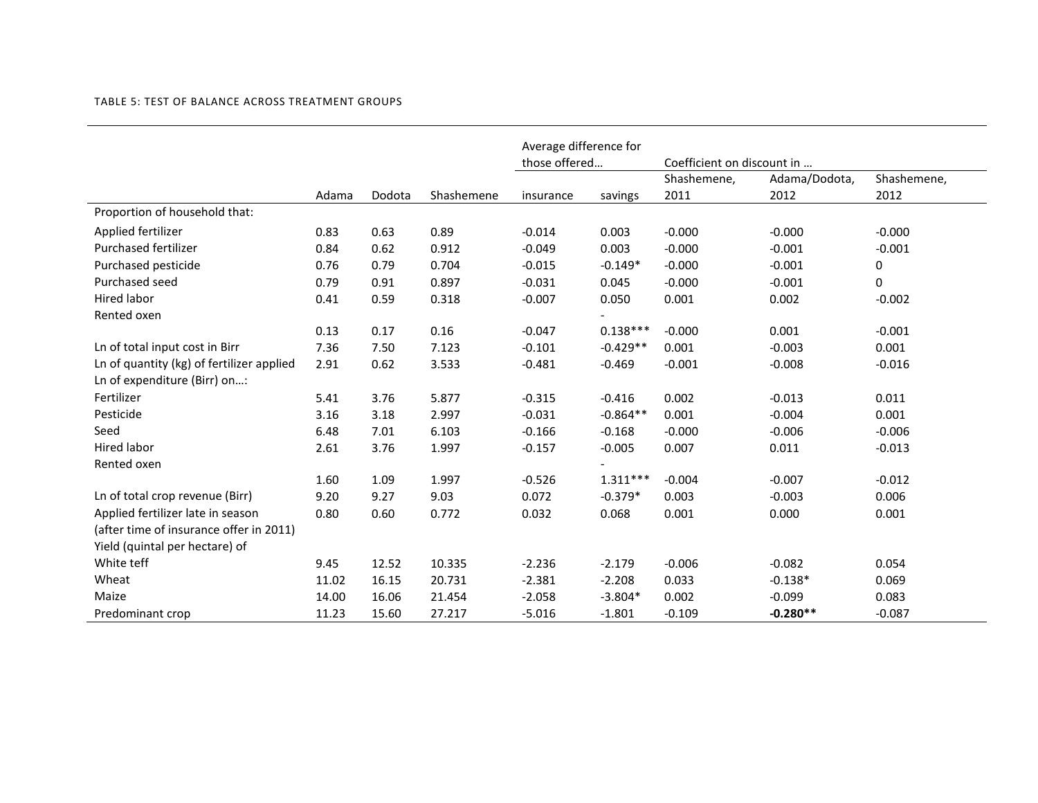TABLE 5: TEST OF BALANCE ACROSS TREATMENT GROUPS

| | Adama | Dodota | Shashemene | Average difference for those offered… | | Coefficient on discount in … | | |
|---|---|---|---|---|---|---|---|---|
| | | | | insurance | savings | Shashemene, 2011 | Adama/Dodota, 2012 | Shashemene, 2012 |
| Proportion of household that: | | | | | | | | |
| Applied fertilizer | 0.83 | 0.63 | 0.89 | -0.014 | 0.003 | -0.000 | -0.000 | -0.000 |
| Purchased fertilizer | 0.84 | 0.62 | 0.912 | -0.049 | 0.003 | -0.000 | -0.001 | -0.001 |
| Purchased pesticide | 0.76 | 0.79 | 0.704 | -0.015 | -0.149* | -0.000 | -0.001 | 0 |
| Purchased seed | 0.79 | 0.91 | 0.897 | -0.031 | 0.045 | -0.000 | -0.001 | 0 |
| Hired labor | 0.41 | 0.59 | 0.318 | -0.007 | 0.050 | 0.001 | 0.002 | -0.002 |
| Rented oxen | 0.13 | 0.17 | 0.16 | -0.047 | -0.138*** | -0.000 | 0.001 | -0.001 |
| Ln of total input cost in Birr | 7.36 | 7.50 | 7.123 | -0.101 | -0.429** | 0.001 | -0.003 | 0.001 |
| Ln of quantity (kg) of fertilizer applied | 2.91 | 0.62 | 3.533 | -0.481 | -0.469 | -0.001 | -0.008 | -0.016 |
| Ln of expenditure (Birr) on…: | | | | | | | | |
| Fertilizer | 5.41 | 3.76 | 5.877 | -0.315 | -0.416 | 0.002 | -0.013 | 0.011 |
| Pesticide | 3.16 | 3.18 | 2.997 | -0.031 | -0.864** | 0.001 | -0.004 | 0.001 |
| Seed | 6.48 | 7.01 | 6.103 | -0.166 | -0.168 | -0.000 | -0.006 | -0.006 |
| Hired labor | 2.61 | 3.76 | 1.997 | -0.157 | -0.005 | 0.007 | 0.011 | -0.013 |
| Rented oxen | 1.60 | 1.09 | 1.997 | -0.526 | -1.311*** | -0.004 | -0.007 | -0.012 |
| Ln of total crop revenue (Birr) | 9.20 | 9.27 | 9.03 | 0.072 | -0.379* | 0.003 | -0.003 | 0.006 |
| Applied fertilizer late in season (after time of insurance offer in 2011) | 0.80 | 0.60 | 0.772 | 0.032 | 0.068 | 0.001 | 0.000 | 0.001 |
| Yield (quintal per hectare) of | | | | | | | | |
| White teff | 9.45 | 12.52 | 10.335 | -2.236 | -2.179 | -0.006 | -0.082 | 0.054 |
| Wheat | 11.02 | 16.15 | 20.731 | -2.381 | -2.208 | 0.033 | -0.138* | 0.069 |
| Maize | 14.00 | 16.06 | 21.454 | -2.058 | -3.804* | 0.002 | -0.099 | 0.083 |
| Predominant crop | 11.23 | 15.60 | 27.217 | -5.016 | -1.801 | -0.109 | **-0.280**** | -0.087 |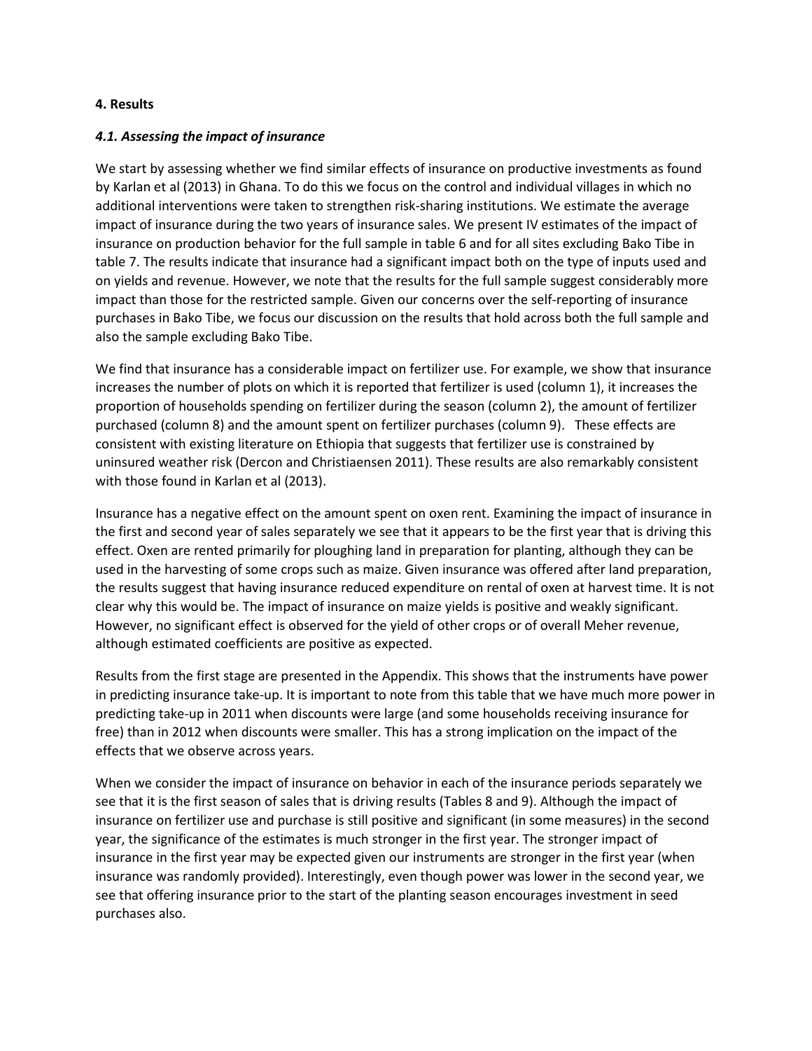## 4. Results

### *4.1. Assessing the impact of insurance*

We start by assessing whether we find similar effects of insurance on productive investments as found by Karlan et al (2013) in Ghana. To do this we focus on the control and individual villages in which no additional interventions were taken to strengthen risk-sharing institutions. We estimate the average impact of insurance during the two years of insurance sales. We present IV estimates of the impact of insurance on production behavior for the full sample in table 6 and for all sites excluding Bako Tibe in table 7. The results indicate that insurance had a significant impact both on the type of inputs used and on yields and revenue. However, we note that the results for the full sample suggest considerably more impact than those for the restricted sample. Given our concerns over the self-reporting of insurance purchases in Bako Tibe, we focus our discussion on the results that hold across both the full sample and also the sample excluding Bako Tibe.

We find that insurance has a considerable impact on fertilizer use. For example, we show that insurance increases the number of plots on which it is reported that fertilizer is used (column 1), it increases the proportion of households spending on fertilizer during the season (column 2), the amount of fertilizer purchased (column 8) and the amount spent on fertilizer purchases (column 9). These effects are consistent with existing literature on Ethiopia that suggests that fertilizer use is constrained by uninsured weather risk (Dercon and Christiaensen 2011). These results are also remarkably consistent with those found in Karlan et al (2013).

Insurance has a negative effect on the amount spent on oxen rent. Examining the impact of insurance in the first and second year of sales separately we see that it appears to be the first year that is driving this effect. Oxen are rented primarily for ploughing land in preparation for planting, although they can be used in the harvesting of some crops such as maize. Given insurance was offered after land preparation, the results suggest that having insurance reduced expenditure on rental of oxen at harvest time. It is not clear why this would be. The impact of insurance on maize yields is positive and weakly significant. However, no significant effect is observed for the yield of other crops or of overall Meher revenue, although estimated coefficients are positive as expected.

Results from the first stage are presented in the Appendix. This shows that the instruments have power in predicting insurance take-up. It is important to note from this table that we have much more power in predicting take-up in 2011 when discounts were large (and some households receiving insurance for free) than in 2012 when discounts were smaller. This has a strong implication on the impact of the effects that we observe across years.

When we consider the impact of insurance on behavior in each of the insurance periods separately we see that it is the first season of sales that is driving results (Tables 8 and 9). Although the impact of insurance on fertilizer use and purchase is still positive and significant (in some measures) in the second year, the significance of the estimates is much stronger in the first year. The stronger impact of insurance in the first year may be expected given our instruments are stronger in the first year (when insurance was randomly provided). Interestingly, even though power was lower in the second year, we see that offering insurance prior to the start of the planting season encourages investment in seed purchases also.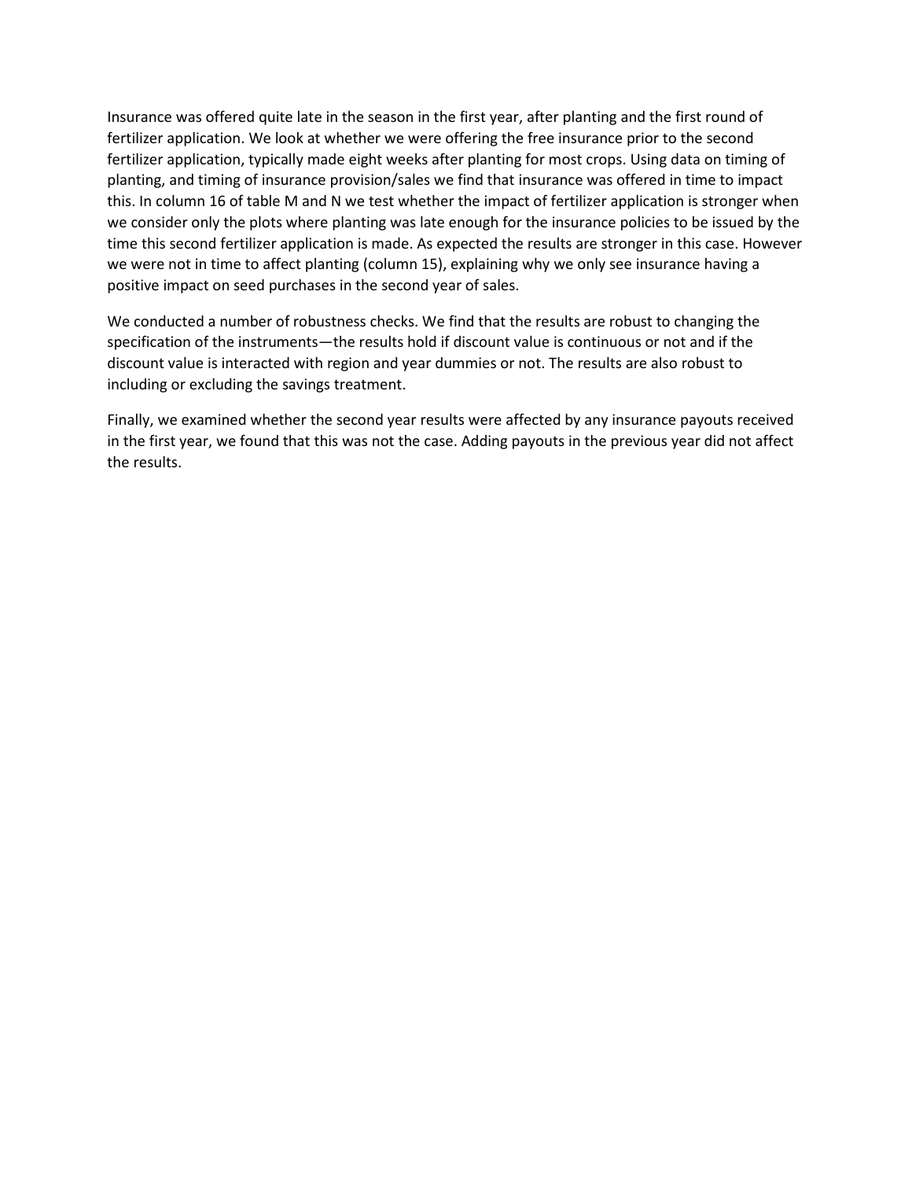Insurance was offered quite late in the season in the first year, after planting and the first round of fertilizer application. We look at whether we were offering the free insurance prior to the second fertilizer application, typically made eight weeks after planting for most crops. Using data on timing of planting, and timing of insurance provision/sales we find that insurance was offered in time to impact this. In column 16 of table M and N we test whether the impact of fertilizer application is stronger when we consider only the plots where planting was late enough for the insurance policies to be issued by the time this second fertilizer application is made. As expected the results are stronger in this case. However we were not in time to affect planting (column 15), explaining why we only see insurance having a positive impact on seed purchases in the second year of sales.

We conducted a number of robustness checks. We find that the results are robust to changing the specification of the instruments—the results hold if discount value is continuous or not and if the discount value is interacted with region and year dummies or not. The results are also robust to including or excluding the savings treatment.

Finally, we examined whether the second year results were affected by any insurance payouts received in the first year, we found that this was not the case. Adding payouts in the previous year did not affect the results.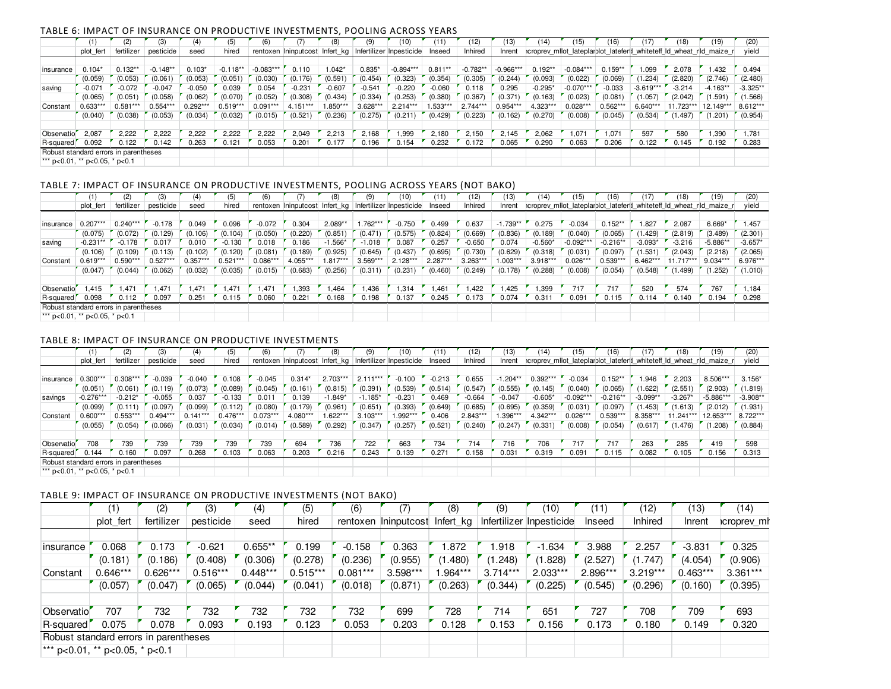### TABLE 6: IMPACT OF INSURANCE ON PRODUCTIVE INVESTMENTS, POOLING ACROSS YEARS

| | (1) | (2) | (3) | (4) | (5) | (6) | (7) | (8) | (9) | (10) | (11) | (12) | (13) | (14) | (15) | (16) | (17) | (18) | (19) | (20) |
|---|---|---|---|---|---|---|---|---|---|---|---|---|---|---|---|---|---|---|---|---|
| | plot_fert | fertilizer | pesticide | seed | hired | rentoxen | lninputcost | lnfert_kg | lnfertilizer | lnpesticide | lnseed | lnhired | lnrent | lcroprev_m | lot_latepla | lot_latefer | l_whiteteff | ld_wheat_r | ld_maize_r | yield |
| insurance | 0.104* | 0.132** | -0.148** | 0.103* | -0.118** | -0.083*** | 0.110 | 1.042* | 0.835* | -0.894*** | 0.811** | -0.782** | -0.966*** | 0.192** | -0.084*** | 0.159** | 1.099 | 2.078 | 1.432 | 0.494 |
| | (0.059) | (0.053) | (0.061) | (0.053) | (0.051) | (0.030) | (0.176) | (0.591) | (0.454) | (0.323) | (0.354) | (0.305) | (0.244) | (0.093) | (0.022) | (0.069) | (1.234) | (2.820) | (2.746) | (2.480) |
| saving | -0.071 | -0.072 | -0.047 | -0.050 | 0.039 | 0.054 | -0.231 | -0.607 | -0.541 | -0.220 | -0.060 | 0.118 | 0.295 | -0.295* | -0.070*** | -0.033 | -3.619*** | -3.214 | -4.163** | -3.325** |
| | (0.065) | (0.051) | (0.058) | (0.062) | (0.070) | (0.052) | (0.308) | (0.434) | (0.334) | (0.253) | (0.380) | (0.367) | (0.371) | (0.163) | (0.023) | (0.081) | (1.057) | (2.042) | (1.591) | (1.566) |
| Constant | 0.633*** | 0.581*** | 0.554*** | 0.292*** | 0.519*** | 0.091*** | 4.151*** | 1.850*** | 3.628*** | 2.214*** | 1.533*** | 2.744*** | 0.954*** | 4.323*** | 0.028*** | 0.562*** | 6.640*** | 11.723*** | 12.149*** | 8.612*** |
| | (0.040) | (0.038) | (0.053) | (0.034) | (0.032) | (0.015) | (0.521) | (0.236) | (0.275) | (0.211) | (0.429) | (0.223) | (0.162) | (0.270) | (0.008) | (0.045) | (0.534) | (1.497) | (1.201) | (0.954) |
| Observations | 2,087 | 2,222 | 2,222 | 2,222 | 2,222 | 2,222 | 2,049 | 2,213 | 2,168 | 1,999 | 2,180 | 2,150 | 2,145 | 2,062 | 1,071 | 1,071 | 597 | 580 | 1,390 | 1,781 |
| R-squared | 0.092 | 0.122 | 0.142 | 0.263 | 0.121 | 0.053 | 0.201 | 0.177 | 0.196 | 0.154 | 0.232 | 0.172 | 0.065 | 0.290 | 0.063 | 0.206 | 0.122 | 0.145 | 0.192 | 0.283 |

Robust standard errors in parentheses

*** p<0.01, ** p<0.05, * p<0.1

### TABLE 7: IMPACT OF INSURANCE ON PRODUCTIVE INVESTMENTS, POOLING ACROSS YEARS (NOT BAKO)

| | (1) | (2) | (3) | (4) | (5) | (6) | (7) | (8) | (9) | (10) | (11) | (12) | (13) | (14) | (15) | (16) | (17) | (18) | (19) | (20) |
|---|---|---|---|---|---|---|---|---|---|---|---|---|---|---|---|---|---|---|---|---|
| | plot_fert | fertilizer | pesticide | seed | hired | rentoxen | lninputcost | lnfert_kg | lnfertilizer | lnpesticide | lnseed | lnhired | lnrent | lcroprev_m | lot_latepla | lot_latefer | l_whiteteff | ld_wheat_r | ld_maize_r | yield |
| insurance | 0.207*** | 0.240*** | -0.178 | 0.049 | 0.096 | -0.072 | 0.304 | 2.089** | 1.762*** | -0.750 | 0.499 | 0.637 | -1.739** | 0.275 | -0.034 | 0.152** | 1.827 | 2.087 | 6.669* | 1.457 |
| | (0.075) | (0.072) | (0.129) | (0.106) | (0.104) | (0.050) | (0.220) | (0.851) | (0.471) | (0.575) | (0.824) | (0.669) | (0.836) | (0.189) | (0.040) | (0.065) | (1.429) | (2.819) | (3.489) | (2.301) |
| saving | -0.231** | -0.178 | 0.017 | 0.010 | -0.130 | 0.018 | 0.186 | -1.566* | -1.018 | 0.087 | 0.257 | -0.650 | 0.074 | -0.560* | -0.092*** | -0.216** | -3.093* | -3.216 | -5.886** | -3.657* |
| | (0.106) | (0.109) | (0.113) | (0.102) | (0.120) | (0.081) | (0.189) | (0.925) | (0.645) | (0.437) | (0.695) | (0.730) | (0.629) | (0.318) | (0.031) | (0.097) | (1.531) | (2.043) | (2.218) | (2.065) |
| Constant | 0.619*** | 0.590*** | 0.527*** | 0.357*** | 0.521*** | 0.086*** | 4.055*** | 1.817*** | 3.569*** | 2.128*** | 2.287*** | 3.263*** | 1.003*** | 3.918*** | 0.026*** | 0.539*** | 6.462*** | 11.717*** | 9.034*** | 6.976*** |
| | (0.047) | (0.044) | (0.062) | (0.032) | (0.035) | (0.015) | (0.683) | (0.256) | (0.311) | (0.231) | (0.460) | (0.249) | (0.178) | (0.288) | (0.008) | (0.054) | (0.548) | (1.499) | (1.252) | (1.010) |
| Observations | 1,415 | 1,471 | 1,471 | 1,471 | 1,471 | 1,471 | 1,393 | 1,464 | 1,436 | 1,314 | 1,461 | 1,422 | 1,425 | 1,399 | 717 | 717 | 520 | 574 | 767 | 1,184 |
| R-squared | 0.098 | 0.112 | 0.097 | 0.251 | 0.115 | 0.060 | 0.221 | 0.168 | 0.198 | 0.137 | 0.245 | 0.173 | 0.074 | 0.311 | 0.091 | 0.115 | 0.114 | 0.140 | 0.194 | 0.298 |

Robust standard errors in parentheses

*** p<0.01, ** p<0.05, * p<0.1

### TABLE 8: IMPACT OF INSURANCE ON PRODUCTIVE INVESTMENTS

| | (1) | (2) | (3) | (4) | (5) | (6) | (7) | (8) | (9) | (10) | (11) | (12) | (13) | (14) | (15) | (16) | (17) | (18) | (19) | (20) |
|---|---|---|---|---|---|---|---|---|---|---|---|---|---|---|---|---|---|---|---|---|
| | plot_fert | fertilizer | pesticide | seed | hired | rentoxen | lninputcost | lnfert_kg | lnfertilizer | lnpesticide | lnseed | lnhired | lnrent | lcroprev_m | lot_latepla | lot_latefer | l_whiteteff | ld_wheat_r | ld_maize_r | yield |
| insurance | 0.300*** | 0.308*** | -0.039 | -0.040 | 0.108 | -0.045 | 0.314* | 2.703*** | 2.111*** | -0.100 | -0.213 | 0.655 | -1.204** | 0.392*** | -0.034 | 0.152** | 1.946 | 2.203 | 8.506*** | 3.156* |
| | (0.051) | (0.061) | (0.119) | (0.073) | (0.089) | (0.045) | (0.161) | (0.815) | (0.391) | (0.539) | (0.514) | (0.547) | (0.555) | (0.145) | (0.040) | (0.065) | (1.622) | (2.551) | (2.903) | (1.819) |
| savings | -0.276*** | -0.212* | -0.055 | 0.037 | -0.133 | 0.011 | 0.139 | -1.849* | -1.185* | -0.231 | 0.469 | -0.664 | -0.047 | -0.605* | -0.092*** | -0.216** | -3.099** | -3.267* | -5.886*** | -3.908** |
| | (0.099) | (0.111) | (0.097) | (0.099) | (0.112) | (0.080) | (0.179) | (0.961) | (0.651) | (0.393) | (0.649) | (0.685) | (0.695) | (0.359) | (0.031) | (0.097) | (1.453) | (1.613) | (2.012) | (1.931) |
| Constant | 0.600*** | 0.553*** | 0.494*** | 0.141*** | 0.476*** | 0.073*** | 4.080*** | 1.622*** | 3.103*** | 1.992*** | 0.406 | 2.843*** | 1.396*** | 4.342*** | 0.026*** | 0.539*** | 8.358*** | 11.241*** | 12.653*** | 8.722*** |
| | (0.055) | (0.054) | (0.066) | (0.031) | (0.034) | (0.014) | (0.589) | (0.292) | (0.347) | (0.257) | (0.521) | (0.240) | (0.247) | (0.331) | (0.008) | (0.054) | (0.617) | (1.476) | (1.208) | (0.884) |
| Observations | 708 | 739 | 739 | 739 | 739 | 739 | 694 | 736 | 722 | 663 | 734 | 714 | 716 | 706 | 717 | 717 | 263 | 285 | 419 | 598 |
| R-squared | 0.144 | 0.160 | 0.097 | 0.268 | 0.103 | 0.063 | 0.203 | 0.216 | 0.243 | 0.139 | 0.271 | 0.158 | 0.031 | 0.319 | 0.091 | 0.115 | 0.082 | 0.105 | 0.156 | 0.313 |

Robust standard errors in parentheses

*** p<0.01, ** p<0.05, * p<0.1

### TABLE 9: IMPACT OF INSURANCE ON PRODUCTIVE INVESTMENTS (NOT BAKO)

| | (1) | (2) | (3) | (4) | (5) | (6) | (7) | (8) | (9) | (10) | (11) | (12) | (13) | (14) |
|---|---|---|---|---|---|---|---|---|---|---|---|---|---|---|
| | plot_fert | fertilizer | pesticide | seed | hired | rentoxen | lninputcost | lnfert_kg | lnfertilizer | lnpesticide | lnseed | lnhired | lnrent | lcroprev_m |
| insurance | 0.068 | 0.173 | -0.621 | 0.655** | 0.199 | -0.158 | 0.363 | 1.872 | 1.918 | -1.634 | 3.988 | 2.257 | -3.831 | 0.325 |
| | (0.181) | (0.186) | (0.408) | (0.306) | (0.278) | (0.236) | (0.955) | (1.480) | (1.248) | (1.828) | (2.527) | (1.747) | (4.054) | (0.906) |
| Constant | 0.646*** | 0.626*** | 0.516*** | 0.448*** | 0.515*** | 0.081*** | 3.598*** | 1.964*** | 3.714*** | 2.033*** | 2.896*** | 3.219*** | 0.463*** | 3.361*** |
| | (0.057) | (0.047) | (0.065) | (0.044) | (0.041) | (0.018) | (0.871) | (0.263) | (0.344) | (0.225) | (0.545) | (0.296) | (0.160) | (0.395) |
| Observations | 707 | 732 | 732 | 732 | 732 | 732 | 699 | 728 | 714 | 651 | 727 | 708 | 709 | 693 |
| R-squared | 0.075 | 0.078 | 0.093 | 0.193 | 0.123 | 0.053 | 0.203 | 0.128 | 0.153 | 0.156 | 0.173 | 0.180 | 0.149 | 0.320 |

Robust standard errors in parentheses

*** p<0.01, ** p<0.05, * p<0.1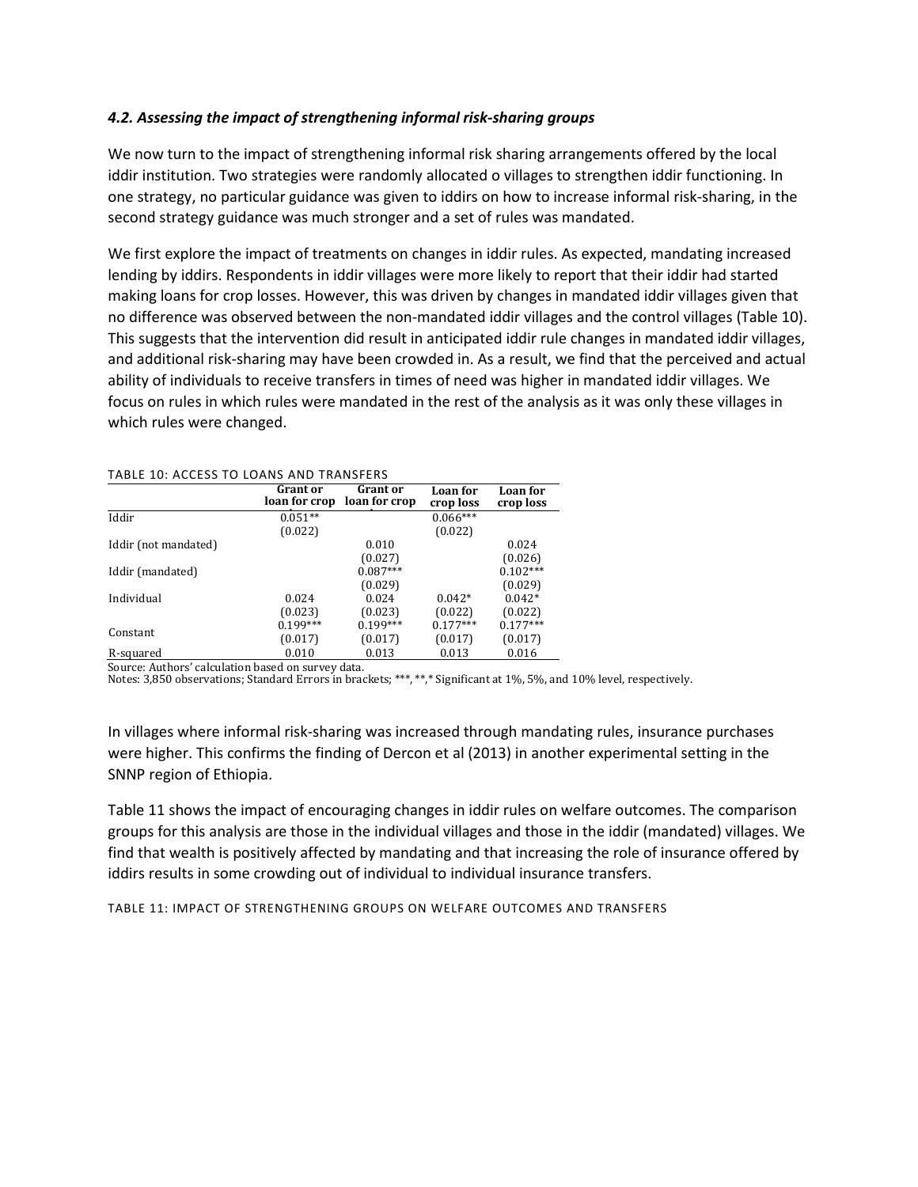### *4.2. Assessing the impact of strengthening informal risk-sharing groups*

We now turn to the impact of strengthening informal risk sharing arrangements offered by the local iddir institution. Two strategies were randomly allocated o villages to strengthen iddir functioning. In one strategy, no particular guidance was given to iddirs on how to increase informal risk-sharing, in the second strategy guidance was much stronger and a set of rules was mandated.

We first explore the impact of treatments on changes in iddir rules. As expected, mandating increased lending by iddirs. Respondents in iddir villages were more likely to report that their iddir had started making loans for crop losses. However, this was driven by changes in mandated iddir villages given that no difference was observed between the non-mandated iddir villages and the control villages (Table 10). This suggests that the intervention did result in anticipated iddir rule changes in mandated iddir villages, and additional risk-sharing may have been crowded in. As a result, we find that the perceived and actual ability of individuals to receive transfers in times of need was higher in mandated iddir villages. We focus on rules in which rules were mandated in the rest of the analysis as it was only these villages in which rules were changed.

TABLE 10: ACCESS TO LOANS AND TRANSFERS

| | Grant or loan for crop | Grant or loan for crop | Loan for crop loss | Loan for crop loss |
|---|---|---|---|---|
| Iddir | 0.051** | | 0.066*** | |
| | (0.022) | | (0.022) | |
| Iddir (not mandated) | | 0.010 | | 0.024 |
| | | (0.027) | | (0.026) |
| Iddir (mandated) | | 0.087*** | | 0.102*** |
| | | (0.029) | | (0.029) |
| Individual | 0.024 | 0.024 | 0.042* | 0.042* |
| | (0.023) | (0.023) | (0.022) | (0.022) |
| Constant | 0.199*** | 0.199*** | 0.177*** | 0.177*** |
| | (0.017) | (0.017) | (0.017) | (0.017) |
| R-squared | 0.010 | 0.013 | 0.013 | 0.016 |

Source: Authors' calculation based on survey data.
Notes: 3,850 observations; Standard Errors in brackets; ***, **,* Significant at 1%, 5%, and 10% level, respectively.

In villages where informal risk-sharing was increased through mandating rules, insurance purchases were higher. This confirms the finding of Dercon et al (2013) in another experimental setting in the SNNP region of Ethiopia.

Table 11 shows the impact of encouraging changes in iddir rules on welfare outcomes. The comparison groups for this analysis are those in the individual villages and those in the iddir (mandated) villages. We find that wealth is positively affected by mandating and that increasing the role of insurance offered by iddirs results in some crowding out of individual to individual insurance transfers.

TABLE 11: IMPACT OF STRENGTHENING GROUPS ON WELFARE OUTCOMES AND TRANSFERS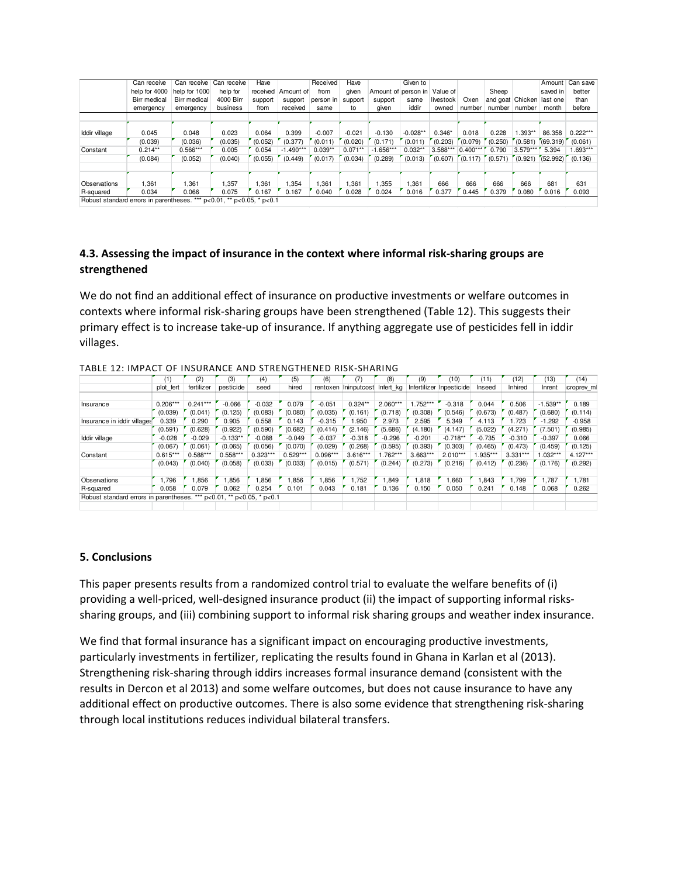| | Can receive help for 4000 Birr medical emergency | Can receive help for 1000 Birr medical emergency | Can receive help for 4000 Birr business | Have received support from | Amount of support received | Received from person in same | Have given support to | Amount of support given | Given to person in same iddir | Value of livestock owned | Oxen number | Sheep and goat number | Chicken number | Amount saved in last one month | Can save better than before |
|---|---|---|---|---|---|---|---|---|---|---|---|---|---|---|---|
| Iddir village | 0.045 | 0.048 | 0.023 | 0.064 | 0.399 | -0.007 | -0.021 | -0.130 | -0.028** | 0.346* | 0.018 | 0.228 | 1.393** | 86.358 | 0.222*** |
| | (0.039) | (0.036) | (0.035) | (0.052) | (0.377) | (0.011) | (0.020) | (0.171) | (0.011) | (0.203) | (0.079) | (0.250) | (0.581) | (69.319) | (0.061) |
| Constant | 0.214** | 0.566*** | 0.005 | 0.054 | -1.490*** | 0.039** | 0.071** | -1.656*** | 0.032** | 3.588*** | 0.400*** | 0.790 | 3.579*** | 5.394 | 1.693*** |
| | (0.084) | (0.052) | (0.040) | (0.055) | (0.449) | (0.017) | (0.034) | (0.289) | (0.013) | (0.607) | (0.117) | (0.571) | (0.921) | (52.992) | (0.136) |
| Observations | 1,361 | 1,361 | 1,357 | 1,361 | 1,354 | 1,361 | 1,361 | 1,355 | 1,361 | 666 | 666 | 666 | 666 | 681 | 631 |
| R-squared | 0.034 | 0.066 | 0.075 | 0.167 | 0.167 | 0.040 | 0.028 | 0.024 | 0.016 | 0.377 | 0.445 | 0.379 | 0.080 | 0.016 | 0.093 |

Robust standard errors in parentheses. *** p<0.01, ** p<0.05, * p<0.1

### 4.3. Assessing the impact of insurance in the context where informal risk-sharing groups are strengthened

We do not find an additional effect of insurance on productive investments or welfare outcomes in contexts where informal risk-sharing groups have been strengthened (Table 12). This suggests their primary effect is to increase take-up of insurance. If anything aggregate use of pesticides fell in iddir villages.

TABLE 12: IMPACT OF INSURANCE AND STRENGTHENED RISK-SHARING

| | (1) plot_fert | (2) fertilizer | (3) pesticide | (4) seed | (5) hired | (6) rentoxen | (7) lninputcost | (8) Infert_kg | (9) lnfertilizer | (10) lnpesticide | (11) lnseed | (12) lnhired | (13) lnrent | (14) lcroprev_ml |
|---|---|---|---|---|---|---|---|---|---|---|---|---|---|---|
| Insurance | 0.206*** | 0.241*** | -0.066 | -0.032 | 0.079 | -0.051 | 0.324** | 2.060*** | 1.752*** | -0.318 | 0.044 | 0.506 | -1.539** | 0.189 |
| | (0.039) | (0.041) | (0.125) | (0.083) | (0.080) | (0.035) | (0.161) | (0.718) | (0.308) | (0.546) | (0.673) | (0.487) | (0.680) | (0.114) |
| Insurance in iddir villages | 0.339 | 0.290 | 0.905 | 0.558 | 0.143 | -0.315 | 1.950 | 2.973 | 2.595 | 5.349 | 4.113 | 1.723 | -1.292 | -0.958 |
| | (0.591) | (0.628) | (0.922) | (0.590) | (0.682) | (0.414) | (2.146) | (5.686) | (4.180) | (4.147) | (5.022) | (4.271) | (7.501) | (0.985) |
| Iddir village | -0.028 | -0.029 | -0.133** | -0.088 | -0.049 | -0.037 | -0.318 | -0.296 | -0.201 | -0.718** | -0.735 | -0.310 | -0.397 | 0.066 |
| | (0.067) | (0.061) | (0.065) | (0.056) | (0.070) | (0.029) | (0.268) | (0.595) | (0.393) | (0.303) | (0.465) | (0.473) | (0.459) | (0.125) |
| Constant | 0.615*** | 0.588*** | 0.558*** | 0.323*** | 0.529*** | 0.096*** | 3.616*** | 1.762*** | 3.663*** | 2.010*** | 1.935*** | 3.331*** | 1.032*** | 4.127*** |
| | (0.043) | (0.040) | (0.058) | (0.033) | (0.033) | (0.015) | (0.571) | (0.244) | (0.273) | (0.216) | (0.412) | (0.236) | (0.176) | (0.292) |
| Observations | 1,796 | 1,856 | 1,856 | 1,856 | 1,856 | 1,856 | 1,752 | 1,849 | 1,818 | 1,660 | 1,843 | 1,799 | 1,787 | 1,781 |
| R-squared | 0.058 | 0.079 | 0.062 | 0.254 | 0.101 | 0.043 | 0.181 | 0.136 | 0.150 | 0.050 | 0.241 | 0.148 | 0.068 | 0.262 |

Robust standard errors in parentheses. *** p<0.01, ** p<0.05, * p<0.1

## 5. Conclusions

This paper presents results from a randomized control trial to evaluate the welfare benefits of (i) providing a well-priced, well-designed insurance product (ii) the impact of supporting informal risks-sharing groups, and (iii) combining support to informal risk sharing groups and weather index insurance.

We find that formal insurance has a significant impact on encouraging productive investments, particularly investments in fertilizer, replicating the results found in Ghana in Karlan et al (2013). Strengthening risk-sharing through iddirs increases formal insurance demand (consistent with the results in Dercon et al 2013) and some welfare outcomes, but does not cause insurance to have any additional effect on productive outcomes. There is also some evidence that strengthening risk-sharing through local institutions reduces individual bilateral transfers.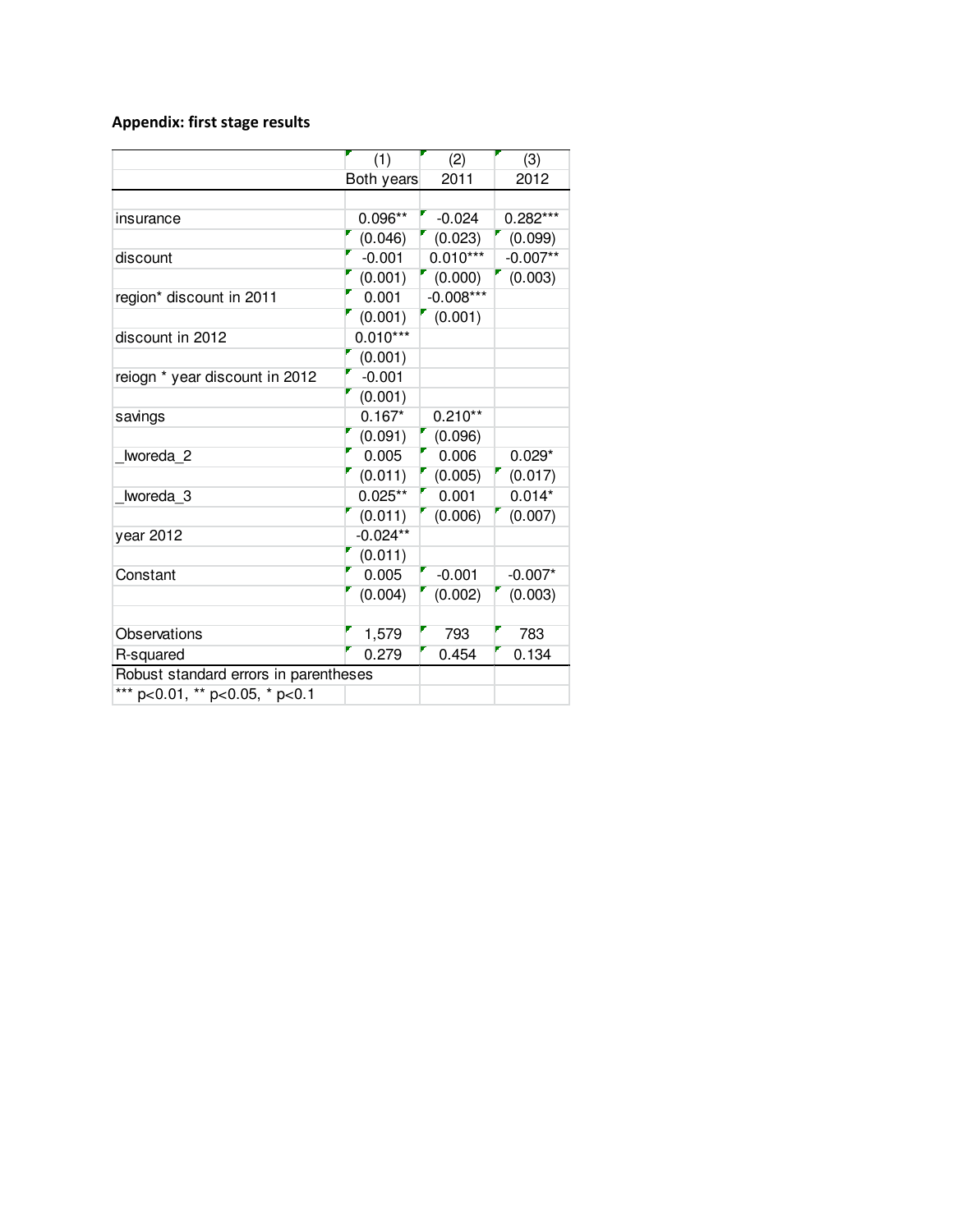**Appendix: first stage results**

| | (1) | (2) | (3) |
|---|---|---|---|
| | Both years | 2011 | 2012 |
| | | | |
| insurance | 0.096** | -0.024 | 0.282*** |
| | (0.046) | (0.023) | (0.099) |
| discount | -0.001 | 0.010*** | -0.007** |
| | (0.001) | (0.000) | (0.003) |
| region* discount in 2011 | 0.001 | -0.008*** | |
| | (0.001) | (0.001) | |
| discount in 2012 | 0.010*** | | |
| | (0.001) | | |
| reiogn * year discount in 2012 | -0.001 | | |
| | (0.001) | | |
| savings | 0.167* | 0.210** | |
| | (0.091) | (0.096) | |
| _Iworeda_2 | 0.005 | 0.006 | 0.029* |
| | (0.011) | (0.005) | (0.017) |
| _Iworeda_3 | 0.025** | 0.001 | 0.014* |
| | (0.011) | (0.006) | (0.007) |
| year 2012 | -0.024** | | |
| | (0.011) | | |
| Constant | 0.005 | -0.001 | -0.007* |
| | (0.004) | (0.002) | (0.003) |
| | | | |
| Observations | 1,579 | 793 | 783 |
| R-squared | 0.279 | 0.454 | 0.134 |
| Robust standard errors in parentheses | | | |
| *** p<0.01, ** p<0.05, * p<0.1 | | | |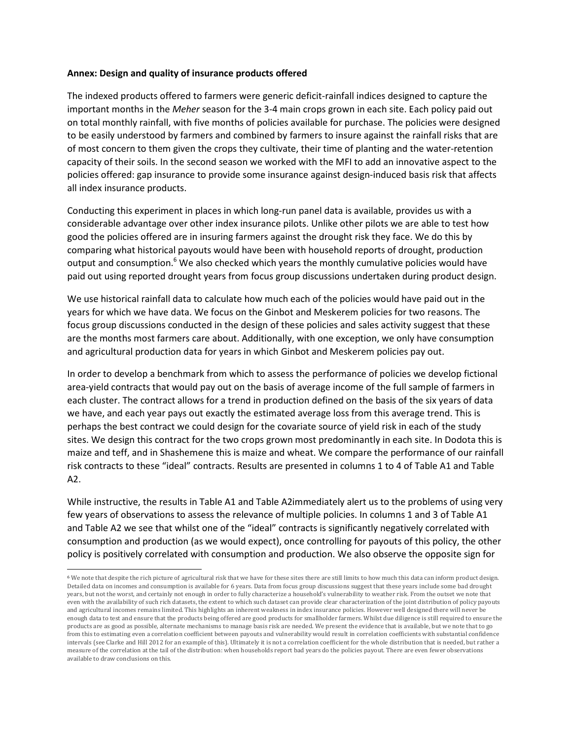**Annex: Design and quality of insurance products offered**

The indexed products offered to farmers were generic deficit-rainfall indices designed to capture the important months in the *Meher* season for the 3-4 main crops grown in each site. Each policy paid out on total monthly rainfall, with five months of policies available for purchase. The policies were designed to be easily understood by farmers and combined by farmers to insure against the rainfall risks that are of most concern to them given the crops they cultivate, their time of planting and the water-retention capacity of their soils. In the second season we worked with the MFI to add an innovative aspect to the policies offered: gap insurance to provide some insurance against design-induced basis risk that affects all index insurance products.

Conducting this experiment in places in which long-run panel data is available, provides us with a considerable advantage over other index insurance pilots. Unlike other pilots we are able to test how good the policies offered are in insuring farmers against the drought risk they face. We do this by comparing what historical payouts would have been with household reports of drought, production output and consumption.[6] We also checked which years the monthly cumulative policies would have paid out using reported drought years from focus group discussions undertaken during product design.

We use historical rainfall data to calculate how much each of the policies would have paid out in the years for which we have data. We focus on the Ginbot and Meskerem policies for two reasons. The focus group discussions conducted in the design of these policies and sales activity suggest that these are the months most farmers care about. Additionally, with one exception, we only have consumption and agricultural production data for years in which Ginbot and Meskerem policies pay out.

In order to develop a benchmark from which to assess the performance of policies we develop fictional area-yield contracts that would pay out on the basis of average income of the full sample of farmers in each cluster. The contract allows for a trend in production defined on the basis of the six years of data we have, and each year pays out exactly the estimated average loss from this average trend. This is perhaps the best contract we could design for the covariate source of yield risk in each of the study sites. We design this contract for the two crops grown most predominantly in each site. In Dodota this is maize and teff, and in Shashemene this is maize and wheat. We compare the performance of our rainfall risk contracts to these "ideal" contracts. Results are presented in columns 1 to 4 of Table A1 and Table A2.

While instructive, the results in Table A1 and Table A2immediately alert us to the problems of using very few years of observations to assess the relevance of multiple policies. In columns 1 and 3 of Table A1 and Table A2 we see that whilst one of the "ideal" contracts is significantly negatively correlated with consumption and production (as we would expect), once controlling for payouts of this policy, the other policy is positively correlated with consumption and production. We also observe the opposite sign for

[6] We note that despite the rich picture of agricultural risk that we have for these sites there are still limits to how much this data can inform product design. Detailed data on incomes and consumption is available for 6 years. Data from focus group discussions suggest that these years include some bad drought years, but not the worst, and certainly not enough in order to fully characterize a household's vulnerability to weather risk. From the outset we note that even with the availability of such rich datasets, the extent to which such dataset can provide clear characterization of the joint distribution of policy payouts and agricultural incomes remains limited. This highlights an inherent weakness in index insurance policies. However well designed there will never be enough data to test and ensure that the products being offered are good products for smallholder farmers. Whilst due diligence is still required to ensure the products are as good as possible, alternate mechanisms to manage basis risk are needed. We present the evidence that is available, but we note that to go from this to estimating even a correlation coefficient between payouts and vulnerability would result in correlation coefficients with substantial confidence intervals (see Clarke and Hill 2012 for an example of this). Ultimately it is not a correlation coefficient for the whole distribution that is needed, but rather a measure of the correlation at the tail of the distribution: when households report bad years do the policies payout. There are even fewer observations available to draw conclusions on this.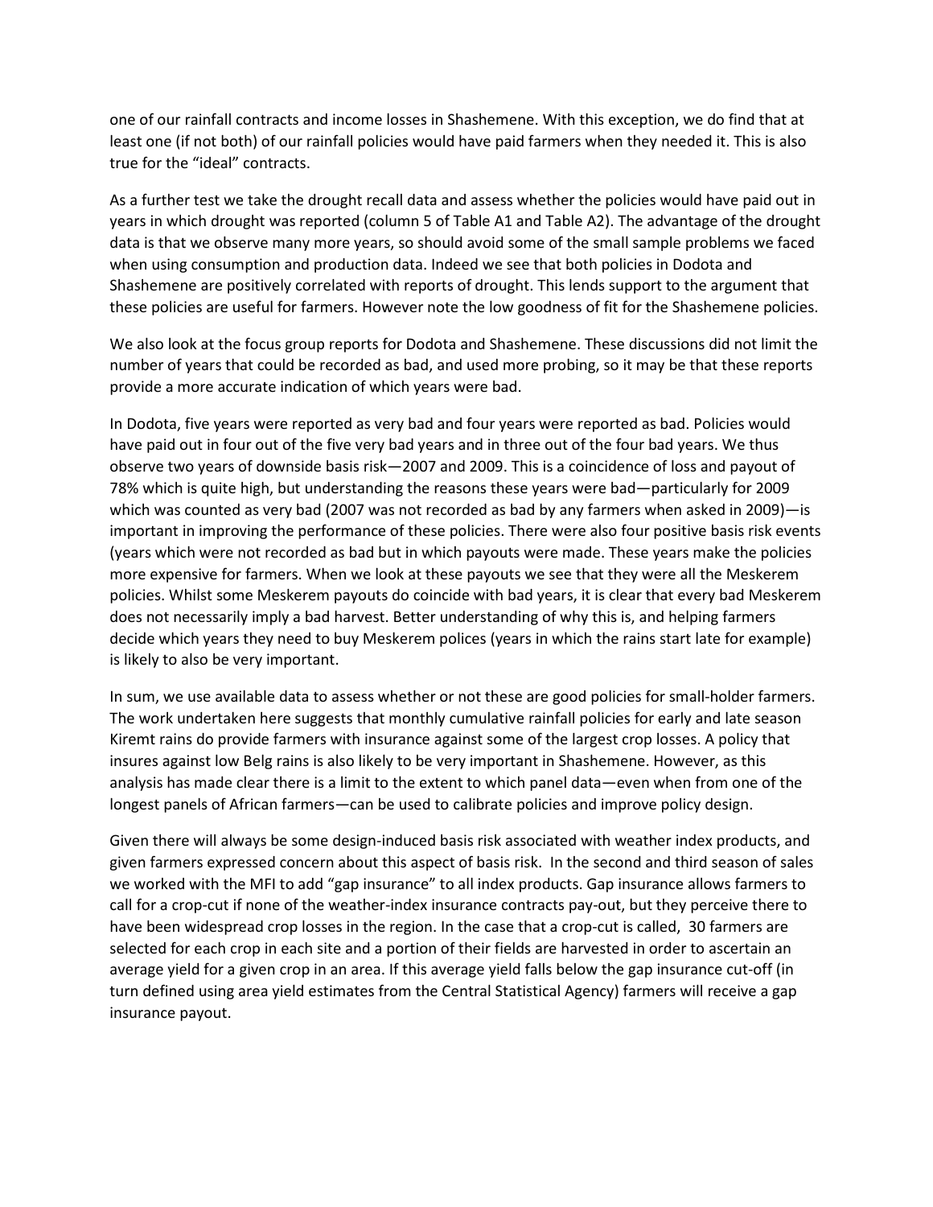one of our rainfall contracts and income losses in Shashemene. With this exception, we do find that at least one (if not both) of our rainfall policies would have paid farmers when they needed it. This is also true for the "ideal" contracts.

As a further test we take the drought recall data and assess whether the policies would have paid out in years in which drought was reported (column 5 of Table A1 and Table A2). The advantage of the drought data is that we observe many more years, so should avoid some of the small sample problems we faced when using consumption and production data. Indeed we see that both policies in Dodota and Shashemene are positively correlated with reports of drought. This lends support to the argument that these policies are useful for farmers. However note the low goodness of fit for the Shashemene policies.

We also look at the focus group reports for Dodota and Shashemene. These discussions did not limit the number of years that could be recorded as bad, and used more probing, so it may be that these reports provide a more accurate indication of which years were bad.

In Dodota, five years were reported as very bad and four years were reported as bad. Policies would have paid out in four out of the five very bad years and in three out of the four bad years. We thus observe two years of downside basis risk—2007 and 2009. This is a coincidence of loss and payout of 78% which is quite high, but understanding the reasons these years were bad—particularly for 2009 which was counted as very bad (2007 was not recorded as bad by any farmers when asked in 2009)—is important in improving the performance of these policies. There were also four positive basis risk events (years which were not recorded as bad but in which payouts were made. These years make the policies more expensive for farmers. When we look at these payouts we see that they were all the Meskerem policies. Whilst some Meskerem payouts do coincide with bad years, it is clear that every bad Meskerem does not necessarily imply a bad harvest. Better understanding of why this is, and helping farmers decide which years they need to buy Meskerem polices (years in which the rains start late for example) is likely to also be very important.

In sum, we use available data to assess whether or not these are good policies for small-holder farmers. The work undertaken here suggests that monthly cumulative rainfall policies for early and late season Kiremt rains do provide farmers with insurance against some of the largest crop losses. A policy that insures against low Belg rains is also likely to be very important in Shashemene. However, as this analysis has made clear there is a limit to the extent to which panel data—even when from one of the longest panels of African farmers—can be used to calibrate policies and improve policy design.

Given there will always be some design-induced basis risk associated with weather index products, and given farmers expressed concern about this aspect of basis risk. In the second and third season of sales we worked with the MFI to add "gap insurance" to all index products. Gap insurance allows farmers to call for a crop-cut if none of the weather-index insurance contracts pay-out, but they perceive there to have been widespread crop losses in the region. In the case that a crop-cut is called, 30 farmers are selected for each crop in each site and a portion of their fields are harvested in order to ascertain an average yield for a given crop in an area. If this average yield falls below the gap insurance cut-off (in turn defined using area yield estimates from the Central Statistical Agency) farmers will receive a gap insurance payout.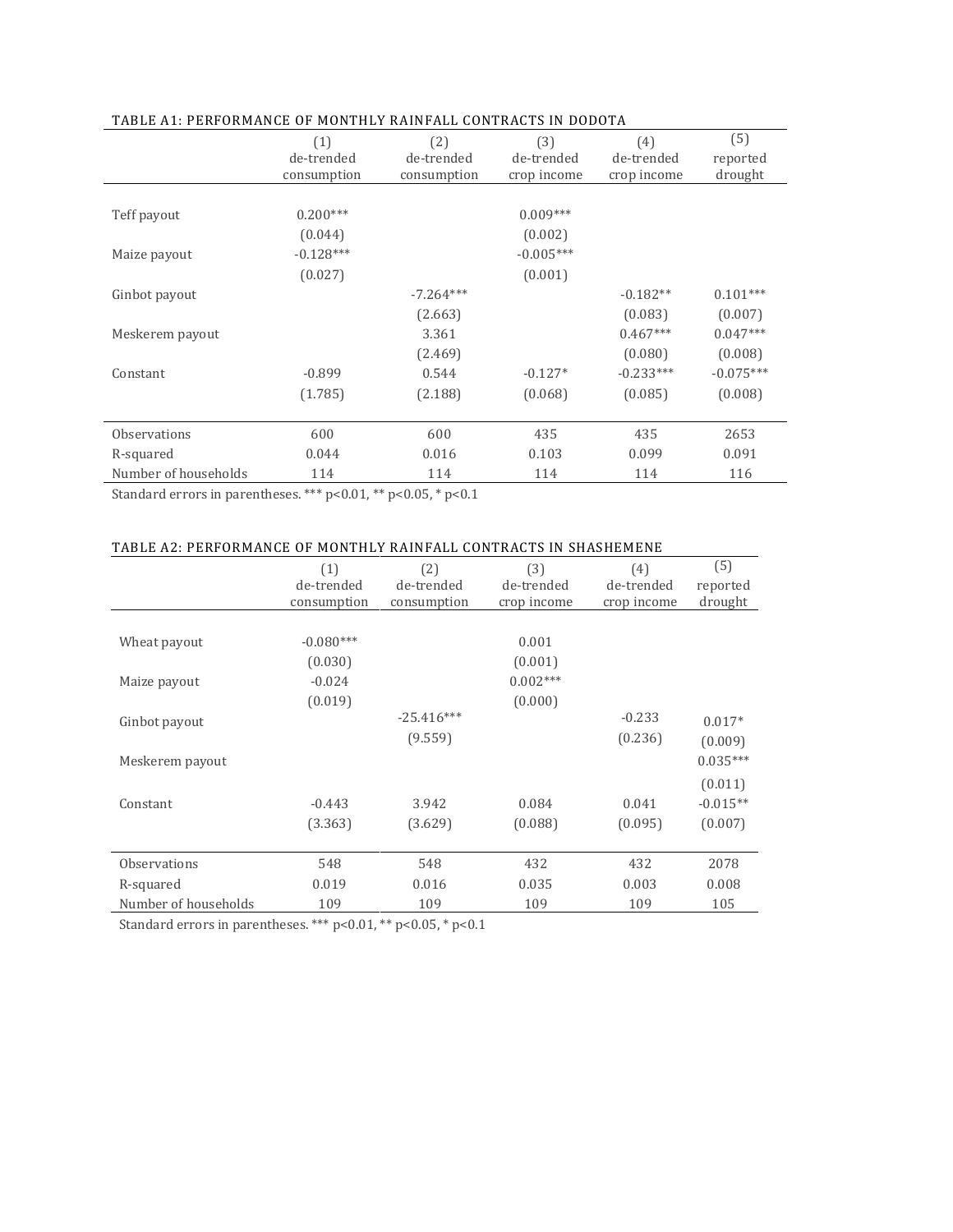TABLE A1: PERFORMANCE OF MONTHLY RAINFALL CONTRACTS IN DODOTA

| | (1) de-trended consumption | (2) de-trended consumption | (3) de-trended crop income | (4) de-trended crop income | (5) reported drought |
|---|---|---|---|---|---|
| Teff payout | 0.200*** | | 0.009*** | | |
| | (0.044) | | (0.002) | | |
| Maize payout | -0.128*** | | -0.005*** | | |
| | (0.027) | | (0.001) | | |
| Ginbot payout | | -7.264*** | | -0.182** | 0.101*** |
| | | (2.663) | | (0.083) | (0.007) |
| Meskerem payout | | 3.361 | | 0.467*** | 0.047*** |
| | | (2.469) | | (0.080) | (0.008) |
| Constant | -0.899 | 0.544 | -0.127* | -0.233*** | -0.075*** |
| | (1.785) | (2.188) | (0.068) | (0.085) | (0.008) |
| Observations | 600 | 600 | 435 | 435 | 2653 |
| R-squared | 0.044 | 0.016 | 0.103 | 0.099 | 0.091 |
| Number of households | 114 | 114 | 114 | 114 | 116 |

Standard errors in parentheses. *** p<0.01, ** p<0.05, * p<0.1

TABLE A2: PERFORMANCE OF MONTHLY RAINFALL CONTRACTS IN SHASHEMENE

| | (1) de-trended consumption | (2) de-trended consumption | (3) de-trended crop income | (4) de-trended crop income | (5) reported drought |
|---|---|---|---|---|---|
| Wheat payout | -0.080*** | | 0.001 | | |
| | (0.030) | | (0.001) | | |
| Maize payout | -0.024 | | 0.002*** | | |
| | (0.019) | | (0.000) | | |
| Ginbot payout | | -25.416*** | | -0.233 | 0.017* |
| | | (9.559) | | (0.236) | (0.009) |
| Meskerem payout | | | | | 0.035*** |
| | | | | | (0.011) |
| Constant | -0.443 | 3.942 | 0.084 | 0.041 | -0.015** |
| | (3.363) | (3.629) | (0.088) | (0.095) | (0.007) |
| Observations | 548 | 548 | 432 | 432 | 2078 |
| R-squared | 0.019 | 0.016 | 0.035 | 0.003 | 0.008 |
| Number of households | 109 | 109 | 109 | 109 | 105 |

Standard errors in parentheses. *** p<0.01, ** p<0.05, * p<0.1